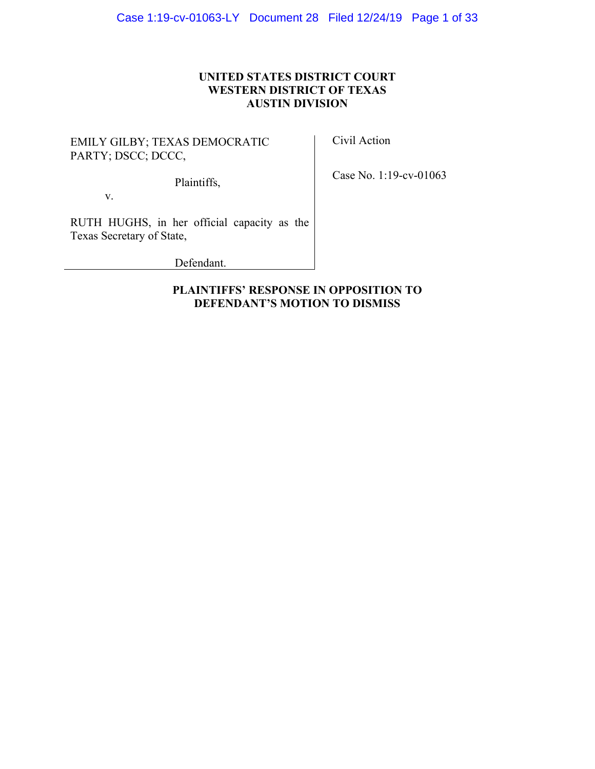**UNITED STATES DISTRICT COURT**
**WESTERN DISTRICT OF TEXAS**
**AUSTIN DIVISION**

| | |
|---|---|
| EMILY GILBY; TEXAS DEMOCRATIC PARTY; DSCC; DCCC,<br><br>Plaintiffs,<br><br>v.<br><br>RUTH HUGHS, in her official capacity as the Texas Secretary of State,<br><br>Defendant. | Civil Action<br><br>Case No. 1:19-cv-01063 |

**PLAINTIFFS' RESPONSE IN OPPOSITION TO DEFENDANT'S MOTION TO DISMISS**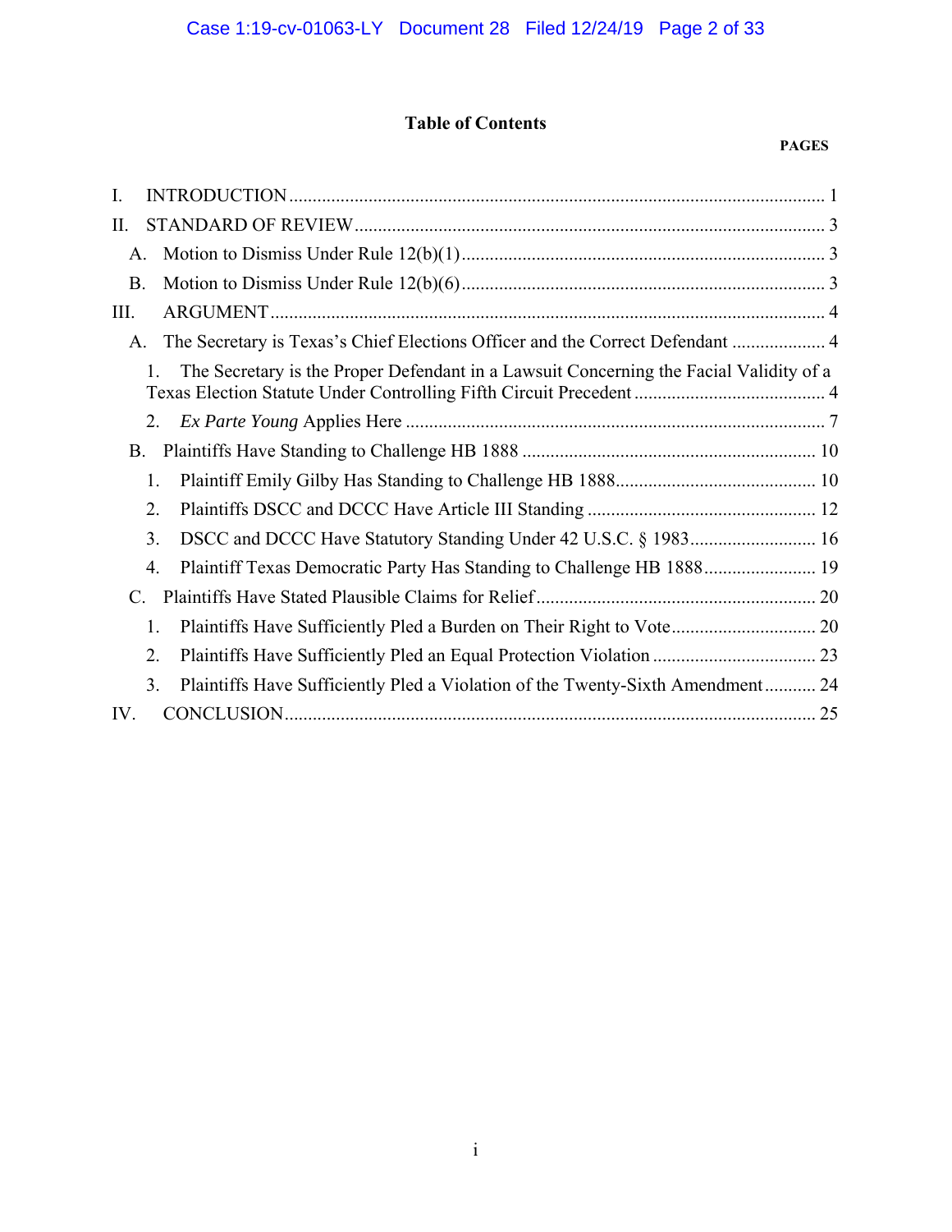# Table of Contents

**PAGES**

I. INTRODUCTION .......... 1

II. STANDARD OF REVIEW .......... 3

- A. Motion to Dismiss Under Rule 12(b)(1) .......... 3
- B. Motion to Dismiss Under Rule 12(b)(6) .......... 3

III. ARGUMENT .......... 4

- A. The Secretary is Texas's Chief Elections Officer and the Correct Defendant .......... 4
  1. The Secretary is the Proper Defendant in a Lawsuit Concerning the Facial Validity of a Texas Election Statute Under Controlling Fifth Circuit Precedent .......... 4
  2. *Ex Parte Young* Applies Here .......... 7
- B. Plaintiffs Have Standing to Challenge HB 1888 .......... 10
  1. Plaintiff Emily Gilby Has Standing to Challenge HB 1888 .......... 10
  2. Plaintiffs DSCC and DCCC Have Article III Standing .......... 12
  3. DSCC and DCCC Have Statutory Standing Under 42 U.S.C. § 1983 .......... 16
  4. Plaintiff Texas Democratic Party Has Standing to Challenge HB 1888 .......... 19
- C. Plaintiffs Have Stated Plausible Claims for Relief .......... 20
  1. Plaintiffs Have Sufficiently Pled a Burden on Their Right to Vote .......... 20
  2. Plaintiffs Have Sufficiently Pled an Equal Protection Violation .......... 23
  3. Plaintiffs Have Sufficiently Pled a Violation of the Twenty-Sixth Amendment .......... 24

IV. CONCLUSION .......... 25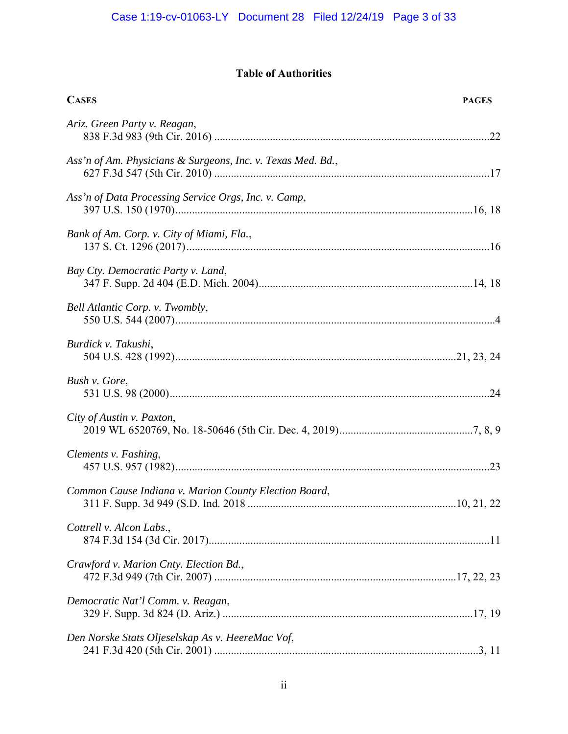## Table of Authorities

| **CASES** | **PAGES** |
|---|---|
| *Ariz. Green Party v. Reagan*, 838 F.3d 983 (9th Cir. 2016) | 22 |
| *Ass'n of Am. Physicians & Surgeons, Inc. v. Texas Med. Bd.*, 627 F.3d 547 (5th Cir. 2010) | 17 |
| *Ass'n of Data Processing Service Orgs, Inc. v. Camp*, 397 U.S. 150 (1970) | 16, 18 |
| *Bank of Am. Corp. v. City of Miami, Fla.*, 137 S. Ct. 1296 (2017) | 16 |
| *Bay Cty. Democratic Party v. Land*, 347 F. Supp. 2d 404 (E.D. Mich. 2004) | 14, 18 |
| *Bell Atlantic Corp. v. Twombly*, 550 U.S. 544 (2007) | 4 |
| *Burdick v. Takushi*, 504 U.S. 428 (1992) | 21, 23, 24 |
| *Bush v. Gore*, 531 U.S. 98 (2000) | 24 |
| *City of Austin v. Paxton*, 2019 WL 6520769, No. 18-50646 (5th Cir. Dec. 4, 2019) | 7, 8, 9 |
| *Clements v. Fashing*, 457 U.S. 957 (1982) | 23 |
| *Common Cause Indiana v. Marion County Election Board*, 311 F. Supp. 3d 949 (S.D. Ind. 2018 | 10, 21, 22 |
| *Cottrell v. Alcon Labs.*, 874 F.3d 154 (3d Cir. 2017) | 11 |
| *Crawford v. Marion Cnty. Election Bd.*, 472 F.3d 949 (7th Cir. 2007) | 17, 22, 23 |
| *Democratic Nat'l Comm. v. Reagan*, 329 F. Supp. 3d 824 (D. Ariz.) | 17, 19 |
| *Den Norske Stats Oljeselskap As v. HeereMac Vof*, 241 F.3d 420 (5th Cir. 2001) | 3, 11 |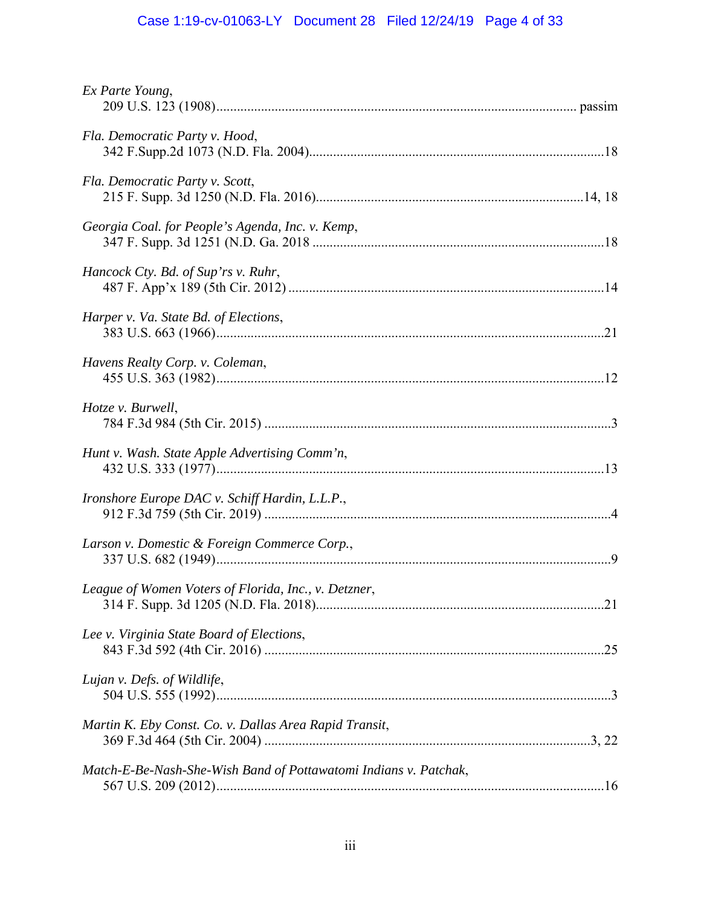*Ex Parte Young*,
209 U.S. 123 (1908)........................................................................................................ passim

*Fla. Democratic Party v. Hood*,
342 F.Supp.2d 1073 (N.D. Fla. 2004)......................................................................................18

*Fla. Democratic Party v. Scott*,
215 F. Supp. 3d 1250 (N.D. Fla. 2016).............................................................................14, 18

*Georgia Coal. for People's Agenda, Inc. v. Kemp*,
347 F. Supp. 3d 1251 (N.D. Ga. 2018 .....................................................................................18

*Hancock Cty. Bd. of Sup'rs v. Ruhr*,
487 F. App'x 189 (5th Cir. 2012) ............................................................................................14

*Harper v. Va. State Bd. of Elections*,
383 U.S. 663 (1966).................................................................................................................21

*Havens Realty Corp. v. Coleman*,
455 U.S. 363 (1982).................................................................................................................12

*Hotze v. Burwell*,
784 F.3d 984 (5th Cir. 2015) .....................................................................................................3

*Hunt v. Wash. State Apple Advertising Comm'n*,
432 U.S. 333 (1977).................................................................................................................13

*Ironshore Europe DAC v. Schiff Hardin, L.L.P.*,
912 F.3d 759 (5th Cir. 2019) .....................................................................................................4

*Larson v. Domestic & Foreign Commerce Corp.*,
337 U.S. 682 (1949)...................................................................................................................9

*League of Women Voters of Florida, Inc., v. Detzner*,
314 F. Supp. 3d 1205 (N.D. Fla. 2018)....................................................................................21

*Lee v. Virginia State Board of Elections*,
843 F.3d 592 (4th Cir. 2016) ...................................................................................................25

*Lujan v. Defs. of Wildlife*,
504 U.S. 555 (1992)...................................................................................................................3

*Martin K. Eby Const. Co. v. Dallas Area Rapid Transit*,
369 F.3d 464 (5th Cir. 2004) ................................................................................................3, 22

*Match-E-Be-Nash-She-Wish Band of Pottawatomi Indians v. Patchak*,
567 U.S. 209 (2012).................................................................................................................16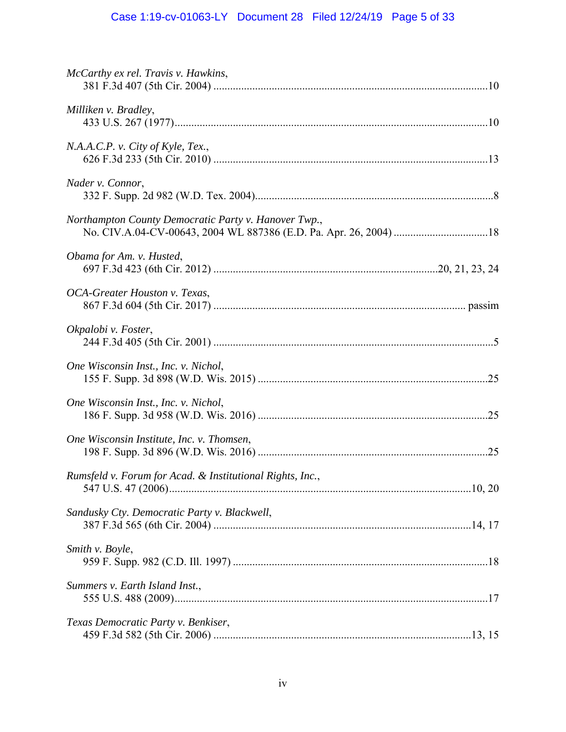*McCarthy ex rel. Travis v. Hawkins*,
381 F.3d 407 (5th Cir. 2004) ....................................................................................................10

*Milliken v. Bradley*,
433 U.S. 267 (1977)....................................................................................................................10

*N.A.A.C.P. v. City of Kyle, Tex.*,
626 F.3d 233 (5th Cir. 2010) ....................................................................................................13

*Nader v. Connor*,
332 F. Supp. 2d 982 (W.D. Tex. 2004).......................................................................................8

*Northampton County Democratic Party v. Hanover Twp.*,
No. CIV.A.04-CV-00643, 2004 WL 887386 (E.D. Pa. Apr. 26, 2004) ..................................18

*Obama for Am. v. Husted*,
697 F.3d 423 (6th Cir. 2012) ..................................................................................20, 21, 23, 24

*OCA-Greater Houston v. Texas*,
867 F.3d 604 (5th Cir. 2017) ............................................................................................ passim

*Okpalobi v. Foster*,
244 F.3d 405 (5th Cir. 2001) ......................................................................................................5

*One Wisconsin Inst., Inc. v. Nichol*,
155 F. Supp. 3d 898 (W.D. Wis. 2015) ....................................................................................25

*One Wisconsin Inst., Inc. v. Nichol*,
186 F. Supp. 3d 958 (W.D. Wis. 2016) ....................................................................................25

*One Wisconsin Institute, Inc. v. Thomsen*,
198 F. Supp. 3d 896 (W.D. Wis. 2016) ....................................................................................25

*Rumsfeld v. Forum for Acad. & Institutional Rights, Inc.*,
547 U.S. 47 (2006)..............................................................................................................10, 20

*Sandusky Cty. Democratic Party v. Blackwell*,
387 F.3d 565 (6th Cir. 2004) ..............................................................................................14, 17

*Smith v. Boyle*,
959 F. Supp. 982 (C.D. Ill. 1997) .............................................................................................18

*Summers v. Earth Island Inst.*,
555 U.S. 488 (2009)...................................................................................................................17

*Texas Democratic Party v. Benkiser*,
459 F.3d 582 (5th Cir. 2006) ..............................................................................................13, 15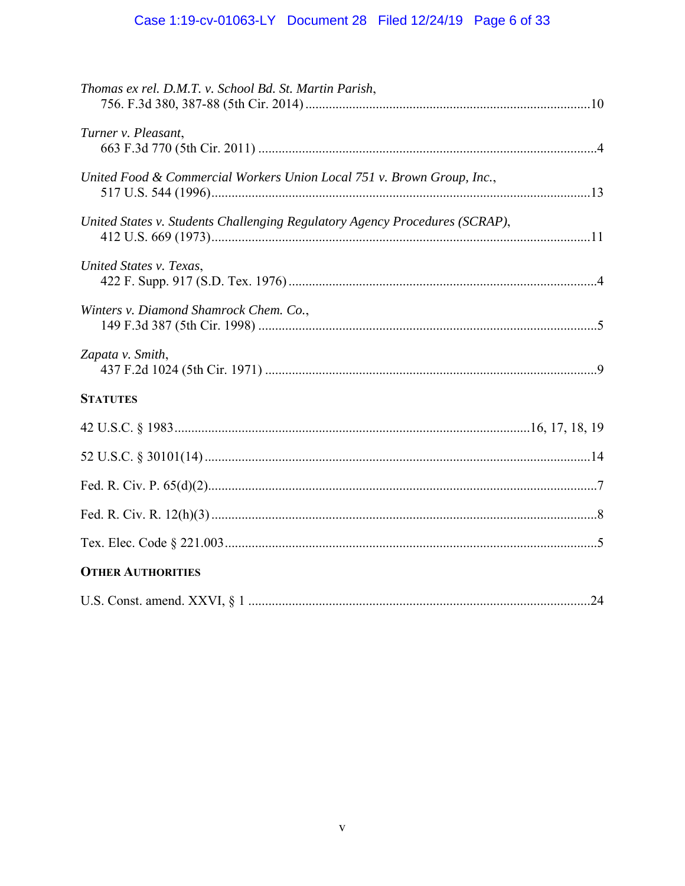*Thomas ex rel. D.M.T. v. School Bd. St. Martin Parish*,
756. F.3d 380, 387-88 (5th Cir. 2014) .....................................................................................10

*Turner v. Pleasant*,
663 F.3d 770 (5th Cir. 2011) .....................................................................................................4

*United Food & Commercial Workers Union Local 751 v. Brown Group, Inc.*,
517 U.S. 544 (1996).................................................................................................................13

*United States v. Students Challenging Regulatory Agency Procedures (SCRAP)*,
412 U.S. 669 (1973).................................................................................................................11

*United States v. Texas*,
422 F. Supp. 917 (S.D. Tex. 1976) ............................................................................................4

*Winters v. Diamond Shamrock Chem. Co.*,
149 F.3d 387 (5th Cir. 1998) .....................................................................................................5

*Zapata v. Smith*,
437 F.2d 1024 (5th Cir. 1971) ...................................................................................................9

**STATUTES**

42 U.S.C. § 1983.........................................................................................................16, 17, 18, 19

52 U.S.C. § 30101(14) ..................................................................................................................14

Fed. R. Civ. P. 65(d)(2)...................................................................................................................7

Fed. R. Civ. R. 12(h)(3) ..................................................................................................................8

Tex. Elec. Code § 221.003..............................................................................................................5

**OTHER AUTHORITIES**

U.S. Const. amend. XXVI, § 1 ......................................................................................................24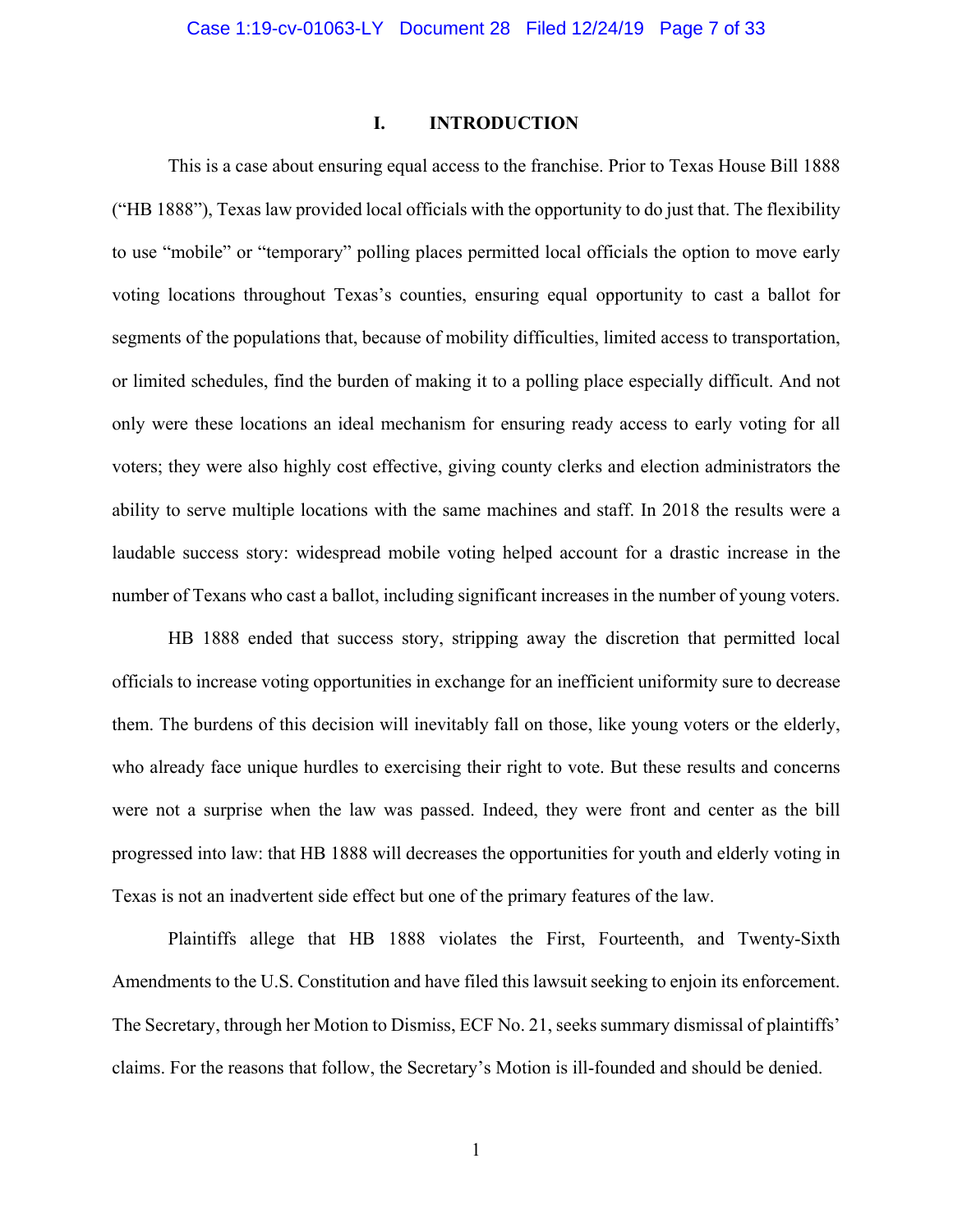# I. INTRODUCTION

This is a case about ensuring equal access to the franchise. Prior to Texas House Bill 1888 ("HB 1888"), Texas law provided local officials with the opportunity to do just that. The flexibility to use "mobile" or "temporary" polling places permitted local officials the option to move early voting locations throughout Texas's counties, ensuring equal opportunity to cast a ballot for segments of the populations that, because of mobility difficulties, limited access to transportation, or limited schedules, find the burden of making it to a polling place especially difficult. And not only were these locations an ideal mechanism for ensuring ready access to early voting for all voters; they were also highly cost effective, giving county clerks and election administrators the ability to serve multiple locations with the same machines and staff. In 2018 the results were a laudable success story: widespread mobile voting helped account for a drastic increase in the number of Texans who cast a ballot, including significant increases in the number of young voters.

HB 1888 ended that success story, stripping away the discretion that permitted local officials to increase voting opportunities in exchange for an inefficient uniformity sure to decrease them. The burdens of this decision will inevitably fall on those, like young voters or the elderly, who already face unique hurdles to exercising their right to vote. But these results and concerns were not a surprise when the law was passed. Indeed, they were front and center as the bill progressed into law: that HB 1888 will decreases the opportunities for youth and elderly voting in Texas is not an inadvertent side effect but one of the primary features of the law.

Plaintiffs allege that HB 1888 violates the First, Fourteenth, and Twenty-Sixth Amendments to the U.S. Constitution and have filed this lawsuit seeking to enjoin its enforcement. The Secretary, through her Motion to Dismiss, ECF No. 21, seeks summary dismissal of plaintiffs' claims. For the reasons that follow, the Secretary's Motion is ill-founded and should be denied.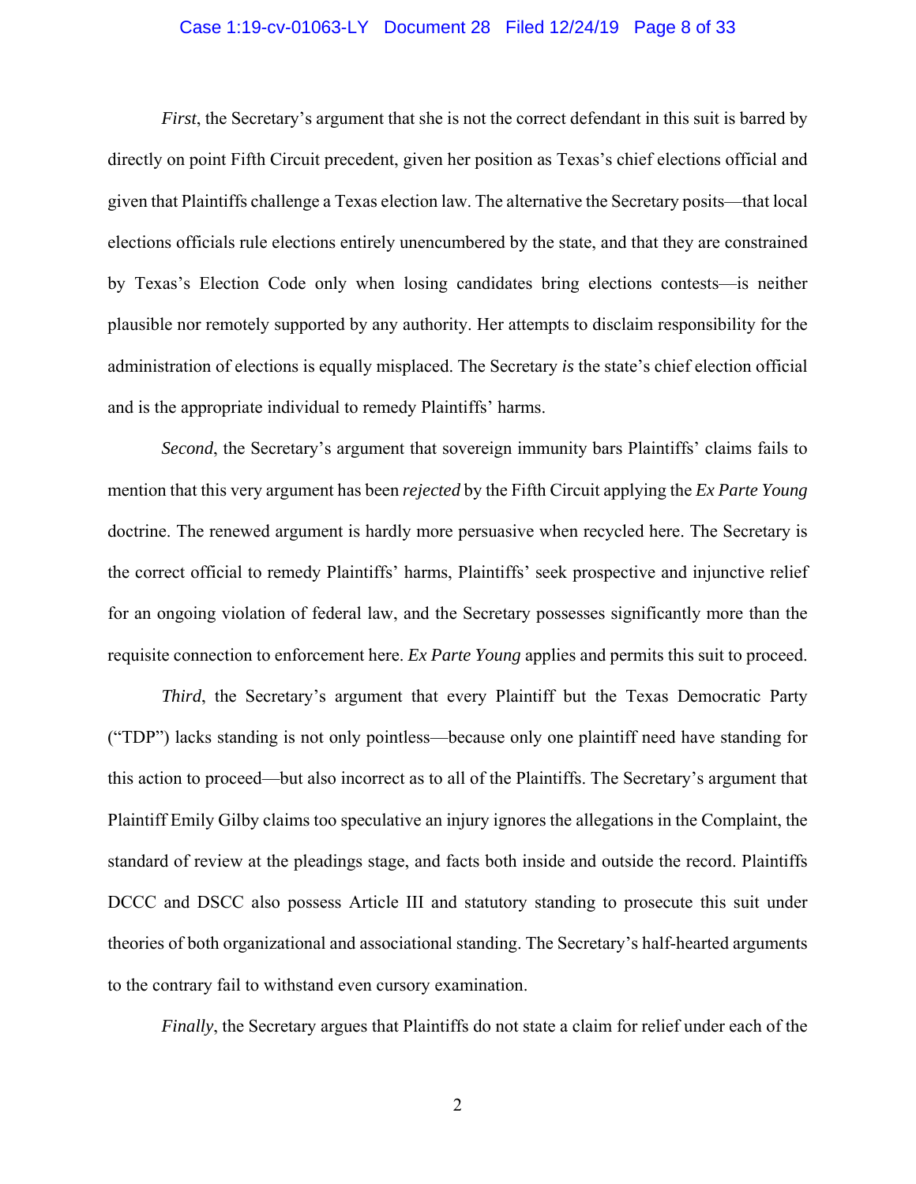*First*, the Secretary's argument that she is not the correct defendant in this suit is barred by directly on point Fifth Circuit precedent, given her position as Texas's chief elections official and given that Plaintiffs challenge a Texas election law. The alternative the Secretary posits—that local elections officials rule elections entirely unencumbered by the state, and that they are constrained by Texas's Election Code only when losing candidates bring elections contests—is neither plausible nor remotely supported by any authority. Her attempts to disclaim responsibility for the administration of elections is equally misplaced. The Secretary *is* the state's chief election official and is the appropriate individual to remedy Plaintiffs' harms.

*Second*, the Secretary's argument that sovereign immunity bars Plaintiffs' claims fails to mention that this very argument has been *rejected* by the Fifth Circuit applying the *Ex Parte Young* doctrine. The renewed argument is hardly more persuasive when recycled here. The Secretary is the correct official to remedy Plaintiffs' harms, Plaintiffs' seek prospective and injunctive relief for an ongoing violation of federal law, and the Secretary possesses significantly more than the requisite connection to enforcement here. *Ex Parte Young* applies and permits this suit to proceed.

*Third*, the Secretary's argument that every Plaintiff but the Texas Democratic Party ("TDP") lacks standing is not only pointless—because only one plaintiff need have standing for this action to proceed—but also incorrect as to all of the Plaintiffs. The Secretary's argument that Plaintiff Emily Gilby claims too speculative an injury ignores the allegations in the Complaint, the standard of review at the pleadings stage, and facts both inside and outside the record. Plaintiffs DCCC and DSCC also possess Article III and statutory standing to prosecute this suit under theories of both organizational and associational standing. The Secretary's half-hearted arguments to the contrary fail to withstand even cursory examination.

*Finally*, the Secretary argues that Plaintiffs do not state a claim for relief under each of the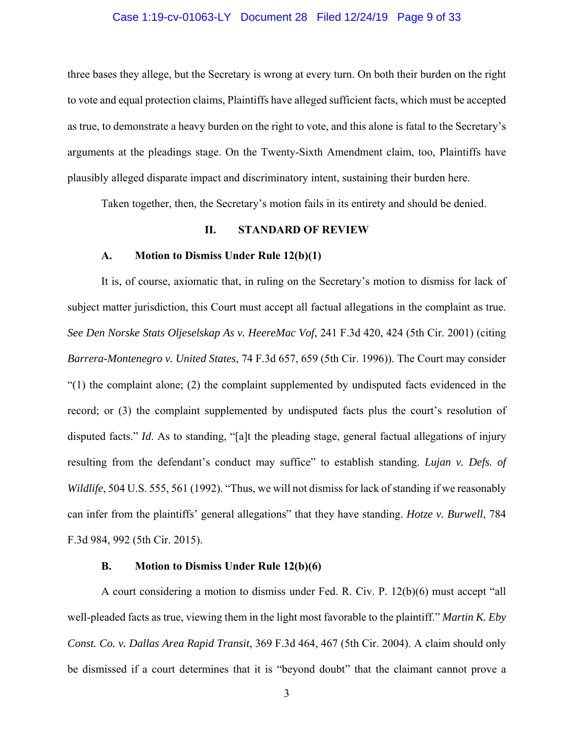three bases they allege, but the Secretary is wrong at every turn. On both their burden on the right to vote and equal protection claims, Plaintiffs have alleged sufficient facts, which must be accepted as true, to demonstrate a heavy burden on the right to vote, and this alone is fatal to the Secretary's arguments at the pleadings stage. On the Twenty-Sixth Amendment claim, too, Plaintiffs have plausibly alleged disparate impact and discriminatory intent, sustaining their burden here.

Taken together, then, the Secretary's motion fails in its entirety and should be denied.

## II. STANDARD OF REVIEW

### A. Motion to Dismiss Under Rule 12(b)(1)

It is, of course, axiomatic that, in ruling on the Secretary's motion to dismiss for lack of subject matter jurisdiction, this Court must accept all factual allegations in the complaint as true. *See Den Norske Stats Oljeselskap As v. HeereMac Vof*, 241 F.3d 420, 424 (5th Cir. 2001) (citing *Barrera-Montenegro v. United States*, 74 F.3d 657, 659 (5th Cir. 1996)). The Court may consider "(1) the complaint alone; (2) the complaint supplemented by undisputed facts evidenced in the record; or (3) the complaint supplemented by undisputed facts plus the court's resolution of disputed facts." *Id*. As to standing, "[a]t the pleading stage, general factual allegations of injury resulting from the defendant's conduct may suffice" to establish standing. *Lujan v. Defs. of Wildlife*, 504 U.S. 555, 561 (1992). "Thus, we will not dismiss for lack of standing if we reasonably can infer from the plaintiffs' general allegations" that they have standing. *Hotze v. Burwell*, 784 F.3d 984, 992 (5th Cir. 2015).

### B. Motion to Dismiss Under Rule 12(b)(6)

A court considering a motion to dismiss under Fed. R. Civ. P. 12(b)(6) must accept "all well-pleaded facts as true, viewing them in the light most favorable to the plaintiff." *Martin K. Eby Const. Co. v. Dallas Area Rapid Transit*, 369 F.3d 464, 467 (5th Cir. 2004). A claim should only be dismissed if a court determines that it is "beyond doubt" that the claimant cannot prove a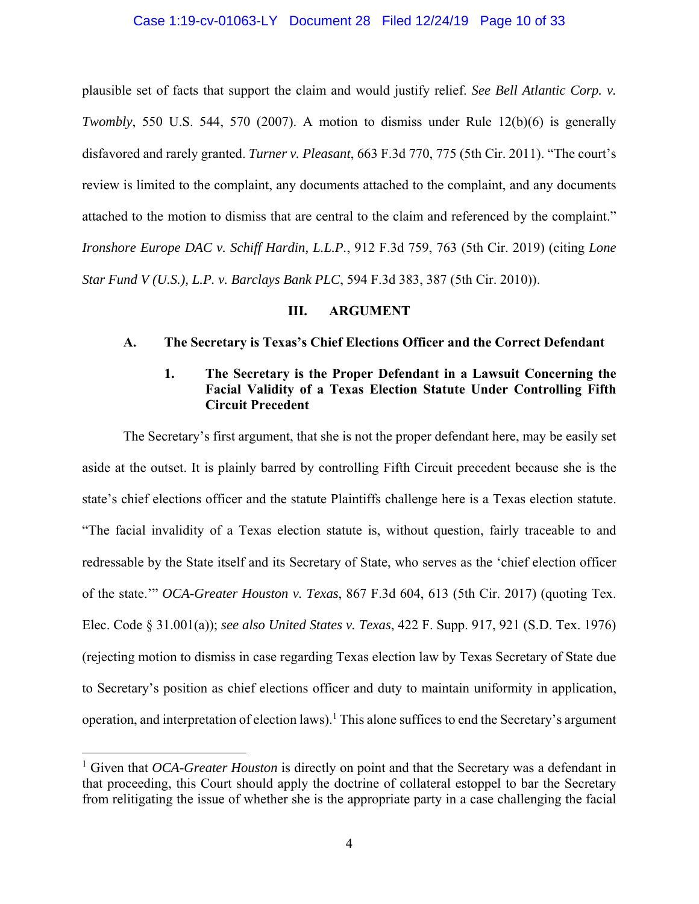plausible set of facts that support the claim and would justify relief. *See Bell Atlantic Corp. v. Twombly*, 550 U.S. 544, 570 (2007). A motion to dismiss under Rule 12(b)(6) is generally disfavored and rarely granted. *Turner v. Pleasant*, 663 F.3d 770, 775 (5th Cir. 2011). "The court's review is limited to the complaint, any documents attached to the complaint, and any documents attached to the motion to dismiss that are central to the claim and referenced by the complaint." *Ironshore Europe DAC v. Schiff Hardin, L.L.P.*, 912 F.3d 759, 763 (5th Cir. 2019) (citing *Lone Star Fund V (U.S.), L.P. v. Barclays Bank PLC*, 594 F.3d 383, 387 (5th Cir. 2010)).

## III. ARGUMENT

### A. The Secretary is Texas's Chief Elections Officer and the Correct Defendant

#### 1. The Secretary is the Proper Defendant in a Lawsuit Concerning the Facial Validity of a Texas Election Statute Under Controlling Fifth Circuit Precedent

The Secretary's first argument, that she is not the proper defendant here, may be easily set aside at the outset. It is plainly barred by controlling Fifth Circuit precedent because she is the state's chief elections officer and the statute Plaintiffs challenge here is a Texas election statute. "The facial invalidity of a Texas election statute is, without question, fairly traceable to and redressable by the State itself and its Secretary of State, who serves as the 'chief election officer of the state.'" *OCA-Greater Houston v. Texas*, 867 F.3d 604, 613 (5th Cir. 2017) (quoting Tex. Elec. Code § 31.001(a)); *see also United States v. Texas*, 422 F. Supp. 917, 921 (S.D. Tex. 1976) (rejecting motion to dismiss in case regarding Texas election law by Texas Secretary of State due to Secretary's position as chief elections officer and duty to maintain uniformity in application, operation, and interpretation of election laws).[1] This alone suffices to end the Secretary's argument

[1] Given that *OCA-Greater Houston* is directly on point and that the Secretary was a defendant in that proceeding, this Court should apply the doctrine of collateral estoppel to bar the Secretary from relitigating the issue of whether she is the appropriate party in a case challenging the facial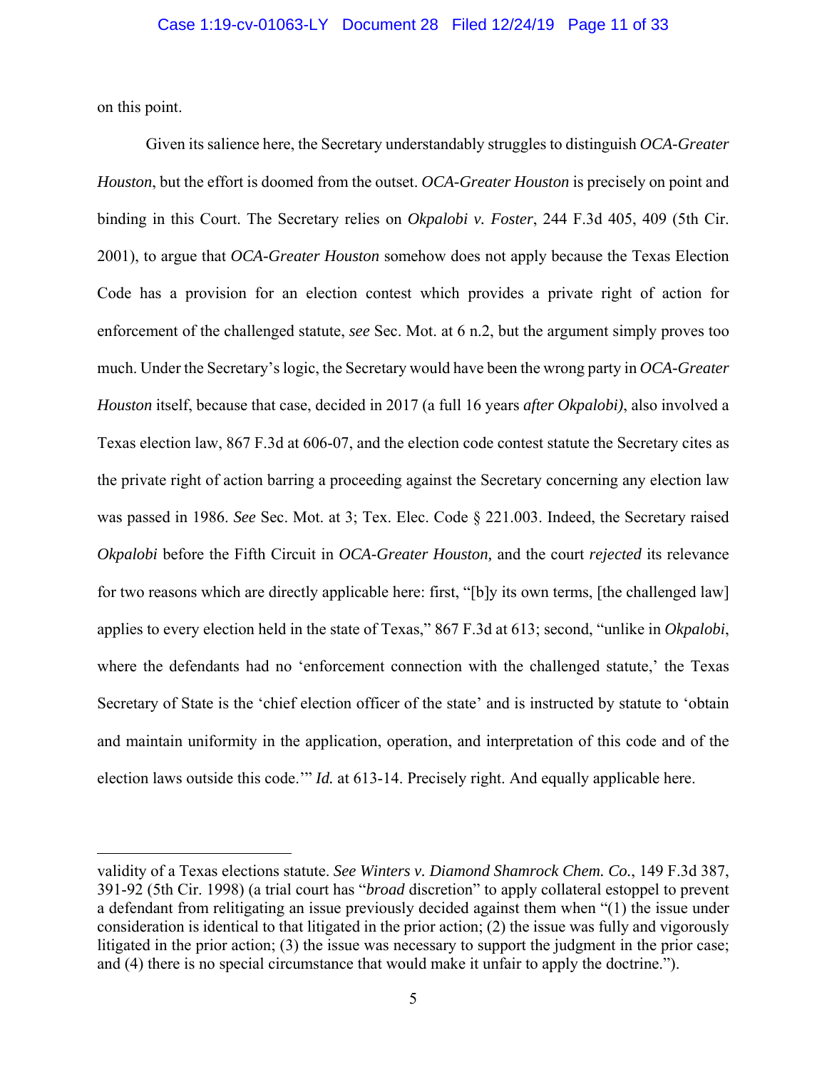on this point.

Given its salience here, the Secretary understandably struggles to distinguish *OCA-Greater Houston*, but the effort is doomed from the outset. *OCA-Greater Houston* is precisely on point and binding in this Court. The Secretary relies on *Okpalobi v. Foster*, 244 F.3d 405, 409 (5th Cir. 2001), to argue that *OCA-Greater Houston* somehow does not apply because the Texas Election Code has a provision for an election contest which provides a private right of action for enforcement of the challenged statute, *see* Sec. Mot. at 6 n.2, but the argument simply proves too much. Under the Secretary's logic, the Secretary would have been the wrong party in *OCA-Greater Houston* itself, because that case, decided in 2017 (a full 16 years *after Okpalobi)*, also involved a Texas election law, 867 F.3d at 606-07, and the election code contest statute the Secretary cites as the private right of action barring a proceeding against the Secretary concerning any election law was passed in 1986. *See* Sec. Mot. at 3; Tex. Elec. Code § 221.003. Indeed, the Secretary raised *Okpalobi* before the Fifth Circuit in *OCA-Greater Houston,* and the court *rejected* its relevance for two reasons which are directly applicable here: first, "[b]y its own terms, [the challenged law] applies to every election held in the state of Texas," 867 F.3d at 613; second, "unlike in *Okpalobi*, where the defendants had no 'enforcement connection with the challenged statute,' the Texas Secretary of State is the 'chief election officer of the state' and is instructed by statute to 'obtain and maintain uniformity in the application, operation, and interpretation of this code and of the election laws outside this code.'" *Id.* at 613-14. Precisely right. And equally applicable here.

---

validity of a Texas elections statute. *See Winters v. Diamond Shamrock Chem. Co.*, 149 F.3d 387, 391-92 (5th Cir. 1998) (a trial court has "*broad* discretion" to apply collateral estoppel to prevent a defendant from relitigating an issue previously decided against them when "(1) the issue under consideration is identical to that litigated in the prior action; (2) the issue was fully and vigorously litigated in the prior action; (3) the issue was necessary to support the judgment in the prior case; and (4) there is no special circumstance that would make it unfair to apply the doctrine.").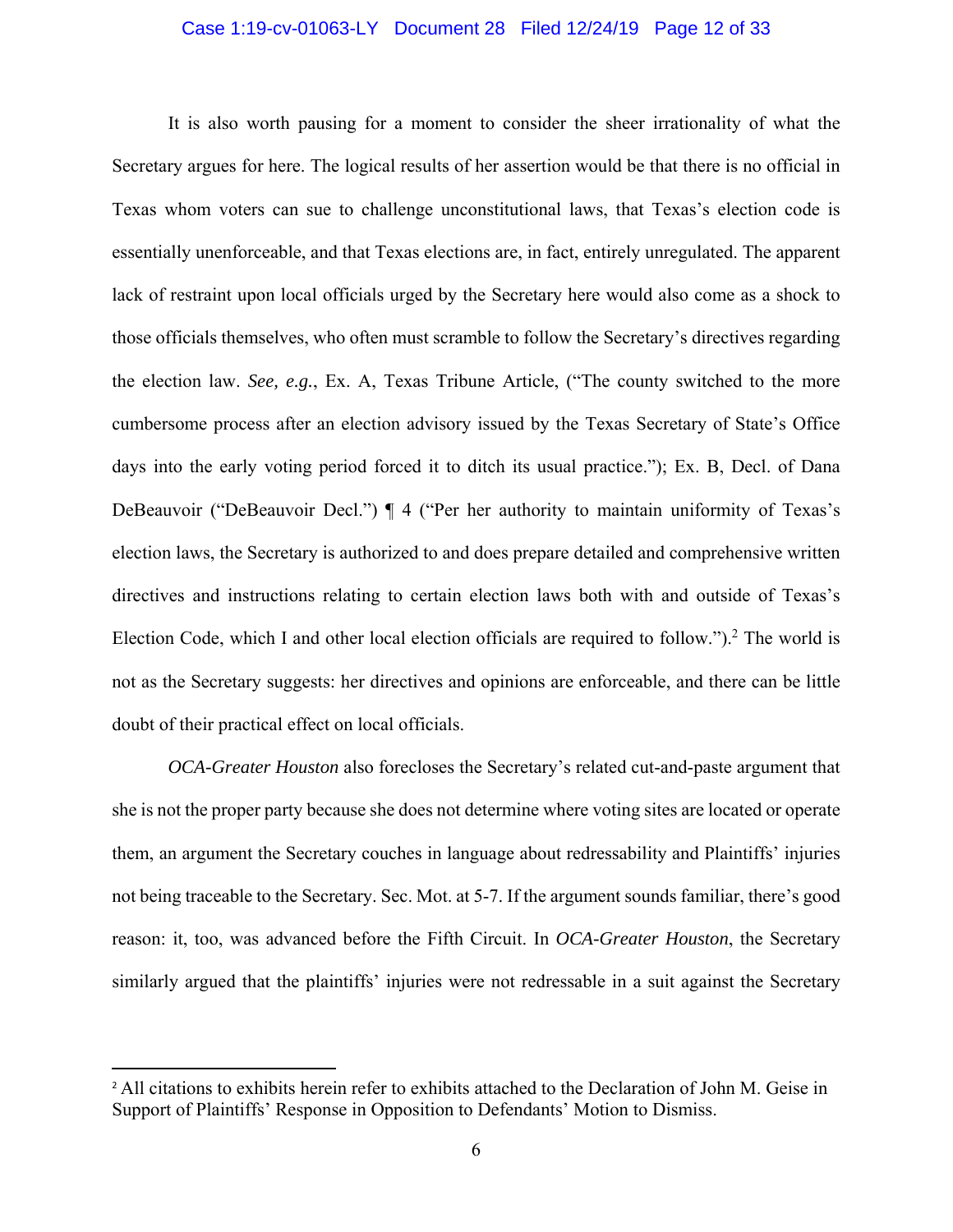It is also worth pausing for a moment to consider the sheer irrationality of what the Secretary argues for here. The logical results of her assertion would be that there is no official in Texas whom voters can sue to challenge unconstitutional laws, that Texas's election code is essentially unenforceable, and that Texas elections are, in fact, entirely unregulated. The apparent lack of restraint upon local officials urged by the Secretary here would also come as a shock to those officials themselves, who often must scramble to follow the Secretary's directives regarding the election law. *See, e.g.*, Ex. A, Texas Tribune Article, ("The county switched to the more cumbersome process after an election advisory issued by the Texas Secretary of State's Office days into the early voting period forced it to ditch its usual practice."); Ex. B, Decl. of Dana DeBeauvoir ("DeBeauvoir Decl.") ¶ 4 ("Per her authority to maintain uniformity of Texas's election laws, the Secretary is authorized to and does prepare detailed and comprehensive written directives and instructions relating to certain election laws both with and outside of Texas's Election Code, which I and other local election officials are required to follow.").[2] The world is not as the Secretary suggests: her directives and opinions are enforceable, and there can be little doubt of their practical effect on local officials.

*OCA-Greater Houston* also forecloses the Secretary's related cut-and-paste argument that she is not the proper party because she does not determine where voting sites are located or operate them, an argument the Secretary couches in language about redressability and Plaintiffs' injuries not being traceable to the Secretary. Sec. Mot. at 5-7. If the argument sounds familiar, there's good reason: it, too, was advanced before the Fifth Circuit. In *OCA-Greater Houston*, the Secretary similarly argued that the plaintiffs' injuries were not redressable in a suit against the Secretary

[2] All citations to exhibits herein refer to exhibits attached to the Declaration of John M. Geise in Support of Plaintiffs' Response in Opposition to Defendants' Motion to Dismiss.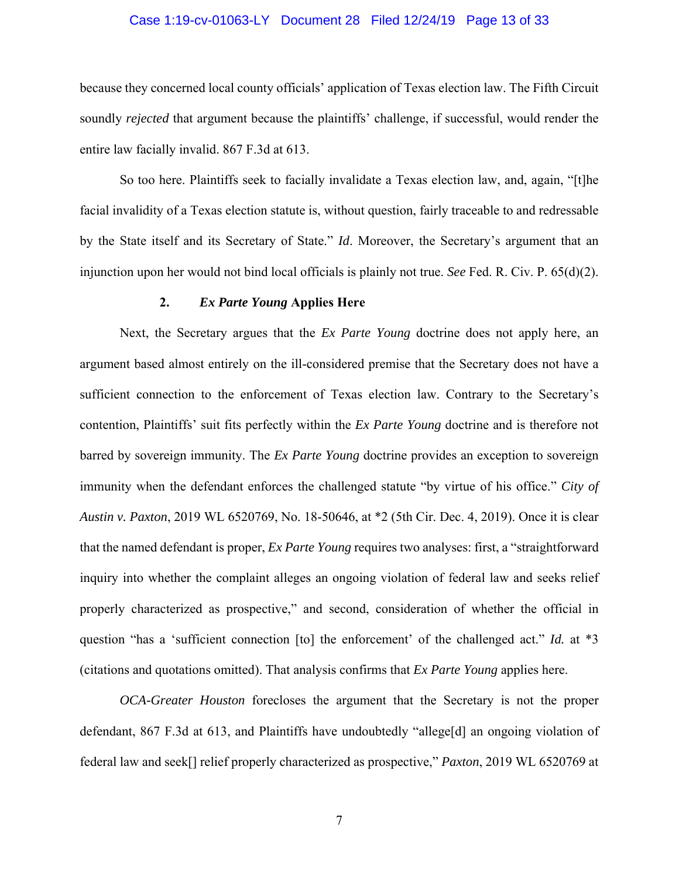because they concerned local county officials' application of Texas election law. The Fifth Circuit soundly *rejected* that argument because the plaintiffs' challenge, if successful, would render the entire law facially invalid. 867 F.3d at 613.

So too here. Plaintiffs seek to facially invalidate a Texas election law, and, again, "[t]he facial invalidity of a Texas election statute is, without question, fairly traceable to and redressable by the State itself and its Secretary of State." *Id*. Moreover, the Secretary's argument that an injunction upon her would not bind local officials is plainly not true. *See* Fed. R. Civ. P. 65(d)(2).

### 2. *Ex Parte Young* Applies Here

Next, the Secretary argues that the *Ex Parte Young* doctrine does not apply here, an argument based almost entirely on the ill-considered premise that the Secretary does not have a sufficient connection to the enforcement of Texas election law. Contrary to the Secretary's contention, Plaintiffs' suit fits perfectly within the *Ex Parte Young* doctrine and is therefore not barred by sovereign immunity. The *Ex Parte Young* doctrine provides an exception to sovereign immunity when the defendant enforces the challenged statute "by virtue of his office." *City of Austin v. Paxton*, 2019 WL 6520769, No. 18-50646, at *2 (5th Cir. Dec. 4, 2019). Once it is clear that the named defendant is proper, *Ex Parte Young* requires two analyses: first, a "straightforward inquiry into whether the complaint alleges an ongoing violation of federal law and seeks relief properly characterized as prospective," and second, consideration of whether the official in question "has a 'sufficient connection [to] the enforcement' of the challenged act." *Id.* at *3 (citations and quotations omitted). That analysis confirms that *Ex Parte Young* applies here.

*OCA-Greater Houston* forecloses the argument that the Secretary is not the proper defendant, 867 F.3d at 613, and Plaintiffs have undoubtedly "allege[d] an ongoing violation of federal law and seek[] relief properly characterized as prospective," *Paxton*, 2019 WL 6520769 at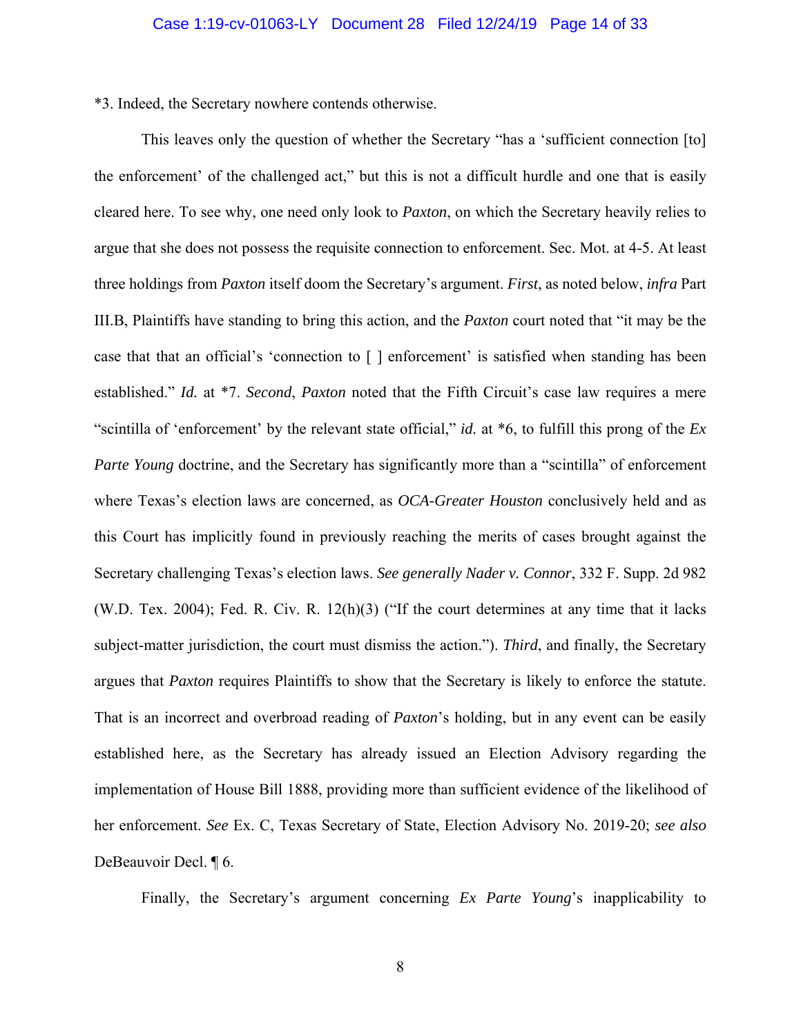*3. Indeed, the Secretary nowhere contends otherwise.

This leaves only the question of whether the Secretary "has a 'sufficient connection [to] the enforcement' of the challenged act," but this is not a difficult hurdle and one that is easily cleared here. To see why, one need only look to *Paxton*, on which the Secretary heavily relies to argue that she does not possess the requisite connection to enforcement. Sec. Mot. at 4-5. At least three holdings from *Paxton* itself doom the Secretary's argument. *First*, as noted below, *infra* Part III.B, Plaintiffs have standing to bring this action, and the *Paxton* court noted that "it may be the case that that an official's 'connection to [ ] enforcement' is satisfied when standing has been established." *Id.* at *7. *Second*, *Paxton* noted that the Fifth Circuit's case law requires a mere "scintilla of 'enforcement' by the relevant state official," *id.* at *6, to fulfill this prong of the *Ex Parte Young* doctrine, and the Secretary has significantly more than a "scintilla" of enforcement where Texas's election laws are concerned, as *OCA-Greater Houston* conclusively held and as this Court has implicitly found in previously reaching the merits of cases brought against the Secretary challenging Texas's election laws. *See generally Nader v. Connor*, 332 F. Supp. 2d 982 (W.D. Tex. 2004); Fed. R. Civ. R. 12(h)(3) ("If the court determines at any time that it lacks subject-matter jurisdiction, the court must dismiss the action."). *Third*, and finally, the Secretary argues that *Paxton* requires Plaintiffs to show that the Secretary is likely to enforce the statute. That is an incorrect and overbroad reading of *Paxton*'s holding, but in any event can be easily established here, as the Secretary has already issued an Election Advisory regarding the implementation of House Bill 1888, providing more than sufficient evidence of the likelihood of her enforcement. *See* Ex. C, Texas Secretary of State, Election Advisory No. 2019-20; *see also* DeBeauvoir Decl. ¶ 6.

Finally, the Secretary's argument concerning *Ex Parte Young*'s inapplicability to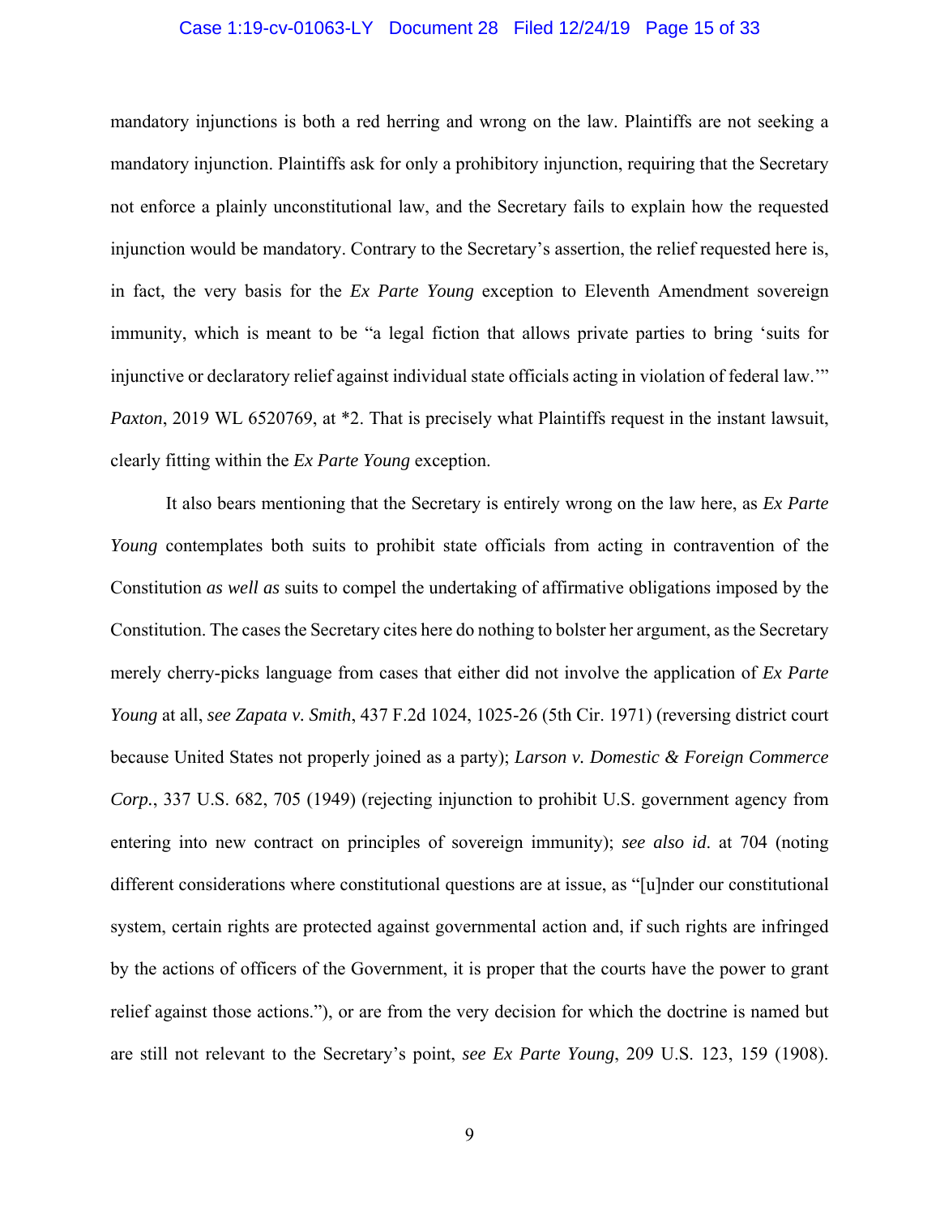mandatory injunctions is both a red herring and wrong on the law. Plaintiffs are not seeking a mandatory injunction. Plaintiffs ask for only a prohibitory injunction, requiring that the Secretary not enforce a plainly unconstitutional law, and the Secretary fails to explain how the requested injunction would be mandatory. Contrary to the Secretary's assertion, the relief requested here is, in fact, the very basis for the *Ex Parte Young* exception to Eleventh Amendment sovereign immunity, which is meant to be "a legal fiction that allows private parties to bring 'suits for injunctive or declaratory relief against individual state officials acting in violation of federal law.'" *Paxton*, 2019 WL 6520769, at *2. That is precisely what Plaintiffs request in the instant lawsuit, clearly fitting within the *Ex Parte Young* exception.

It also bears mentioning that the Secretary is entirely wrong on the law here, as *Ex Parte Young* contemplates both suits to prohibit state officials from acting in contravention of the Constitution *as well as* suits to compel the undertaking of affirmative obligations imposed by the Constitution. The cases the Secretary cites here do nothing to bolster her argument, as the Secretary merely cherry-picks language from cases that either did not involve the application of *Ex Parte Young* at all, *see Zapata v. Smith*, 437 F.2d 1024, 1025-26 (5th Cir. 1971) (reversing district court because United States not properly joined as a party); *Larson v. Domestic & Foreign Commerce Corp.*, 337 U.S. 682, 705 (1949) (rejecting injunction to prohibit U.S. government agency from entering into new contract on principles of sovereign immunity); *see also id*. at 704 (noting different considerations where constitutional questions are at issue, as "[u]nder our constitutional system, certain rights are protected against governmental action and, if such rights are infringed by the actions of officers of the Government, it is proper that the courts have the power to grant relief against those actions."), or are from the very decision for which the doctrine is named but are still not relevant to the Secretary's point, *see Ex Parte Young*, 209 U.S. 123, 159 (1908).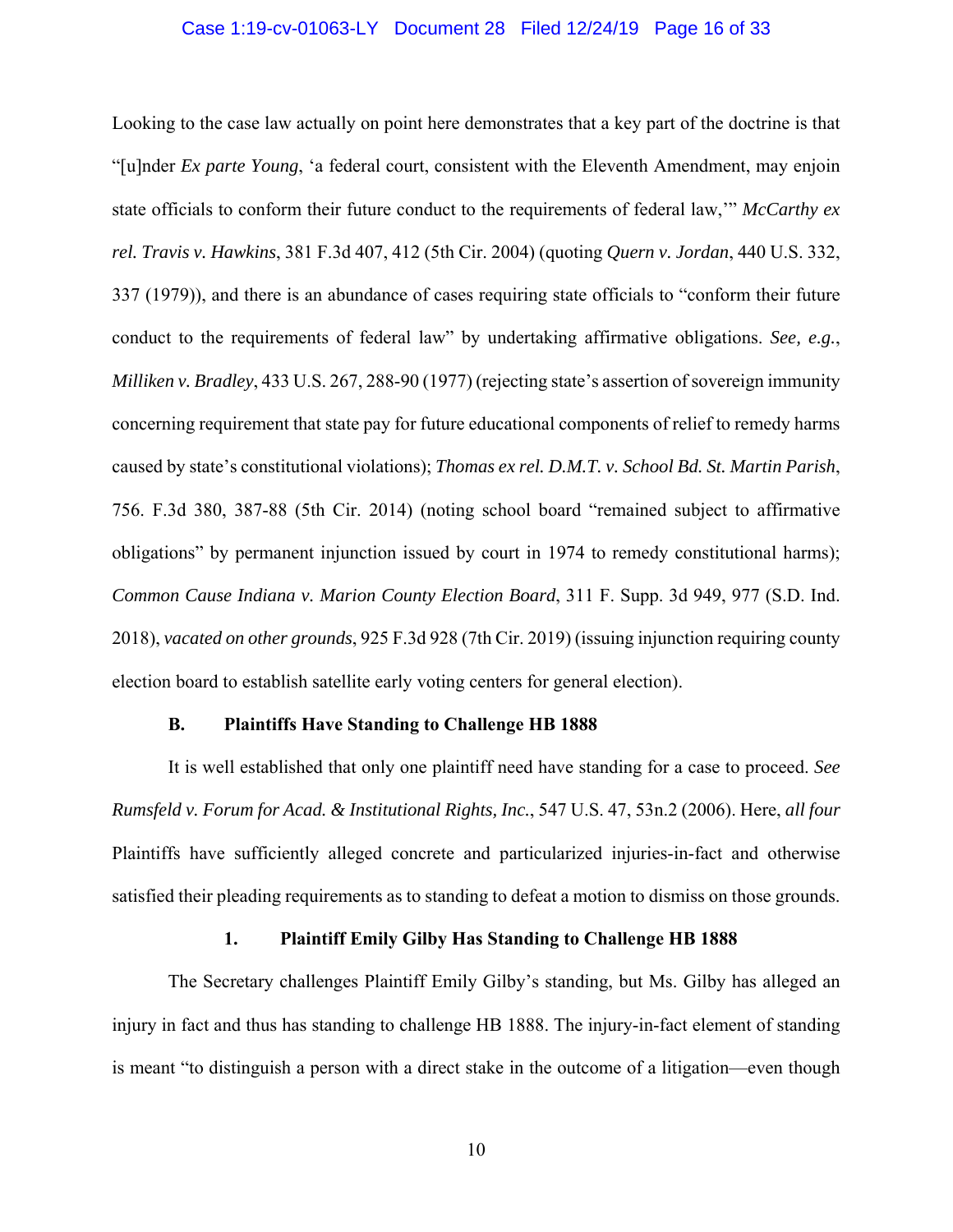Looking to the case law actually on point here demonstrates that a key part of the doctrine is that "[u]nder *Ex parte Young*, 'a federal court, consistent with the Eleventh Amendment, may enjoin state officials to conform their future conduct to the requirements of federal law,'" *McCarthy ex rel. Travis v. Hawkins*, 381 F.3d 407, 412 (5th Cir. 2004) (quoting *Quern v. Jordan*, 440 U.S. 332, 337 (1979)), and there is an abundance of cases requiring state officials to "conform their future conduct to the requirements of federal law" by undertaking affirmative obligations. *See, e.g.*, *Milliken v. Bradley*, 433 U.S. 267, 288-90 (1977) (rejecting state's assertion of sovereign immunity concerning requirement that state pay for future educational components of relief to remedy harms caused by state's constitutional violations); *Thomas ex rel. D.M.T. v. School Bd. St. Martin Parish*, 756. F.3d 380, 387-88 (5th Cir. 2014) (noting school board "remained subject to affirmative obligations" by permanent injunction issued by court in 1974 to remedy constitutional harms); *Common Cause Indiana v. Marion County Election Board*, 311 F. Supp. 3d 949, 977 (S.D. Ind. 2018), *vacated on other grounds*, 925 F.3d 928 (7th Cir. 2019) (issuing injunction requiring county election board to establish satellite early voting centers for general election).

### B. Plaintiffs Have Standing to Challenge HB 1888

It is well established that only one plaintiff need have standing for a case to proceed. *See Rumsfeld v. Forum for Acad. & Institutional Rights, Inc.*, 547 U.S. 47, 53n.2 (2006). Here, *all four* Plaintiffs have sufficiently alleged concrete and particularized injuries-in-fact and otherwise satisfied their pleading requirements as to standing to defeat a motion to dismiss on those grounds.

#### 1. Plaintiff Emily Gilby Has Standing to Challenge HB 1888

The Secretary challenges Plaintiff Emily Gilby's standing, but Ms. Gilby has alleged an injury in fact and thus has standing to challenge HB 1888. The injury-in-fact element of standing is meant "to distinguish a person with a direct stake in the outcome of a litigation—even though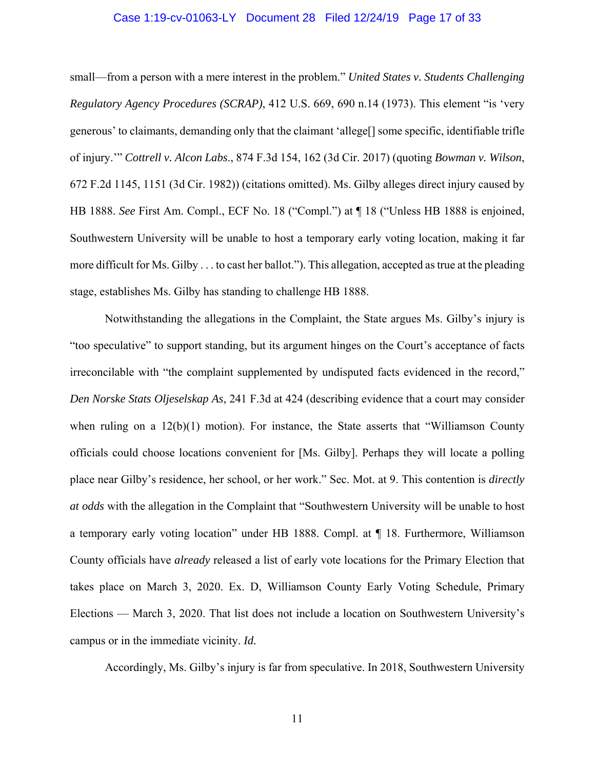small—from a person with a mere interest in the problem." *United States v. Students Challenging Regulatory Agency Procedures (SCRAP)*, 412 U.S. 669, 690 n.14 (1973). This element "is 'very generous' to claimants, demanding only that the claimant 'allege[] some specific, identifiable trifle of injury.'" *Cottrell v. Alcon Labs*., 874 F.3d 154, 162 (3d Cir. 2017) (quoting *Bowman v. Wilson*, 672 F.2d 1145, 1151 (3d Cir. 1982)) (citations omitted). Ms. Gilby alleges direct injury caused by HB 1888. *See* First Am. Compl., ECF No. 18 ("Compl.") at ¶ 18 ("Unless HB 1888 is enjoined, Southwestern University will be unable to host a temporary early voting location, making it far more difficult for Ms. Gilby . . . to cast her ballot."). This allegation, accepted as true at the pleading stage, establishes Ms. Gilby has standing to challenge HB 1888.

Notwithstanding the allegations in the Complaint, the State argues Ms. Gilby's injury is "too speculative" to support standing, but its argument hinges on the Court's acceptance of facts irreconcilable with "the complaint supplemented by undisputed facts evidenced in the record," *Den Norske Stats Oljeselskap As*, 241 F.3d at 424 (describing evidence that a court may consider when ruling on a 12(b)(1) motion). For instance, the State asserts that "Williamson County officials could choose locations convenient for [Ms. Gilby]. Perhaps they will locate a polling place near Gilby's residence, her school, or her work." Sec. Mot. at 9. This contention is *directly at odds* with the allegation in the Complaint that "Southwestern University will be unable to host a temporary early voting location" under HB 1888. Compl. at ¶ 18. Furthermore, Williamson County officials have *already* released a list of early vote locations for the Primary Election that takes place on March 3, 2020. Ex. D, Williamson County Early Voting Schedule, Primary Elections — March 3, 2020. That list does not include a location on Southwestern University's campus or in the immediate vicinity. *Id.*

Accordingly, Ms. Gilby's injury is far from speculative. In 2018, Southwestern University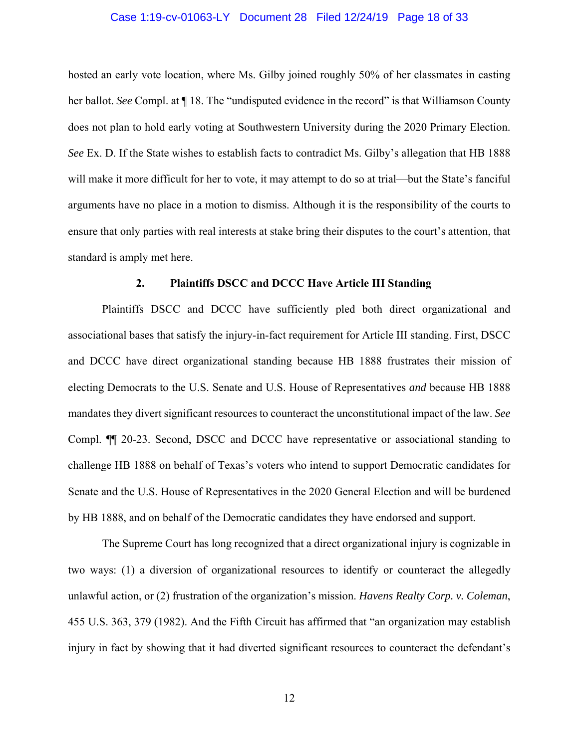hosted an early vote location, where Ms. Gilby joined roughly 50% of her classmates in casting her ballot. *See* Compl. at ¶ 18. The "undisputed evidence in the record" is that Williamson County does not plan to hold early voting at Southwestern University during the 2020 Primary Election. *See* Ex. D. If the State wishes to establish facts to contradict Ms. Gilby's allegation that HB 1888 will make it more difficult for her to vote, it may attempt to do so at trial—but the State's fanciful arguments have no place in a motion to dismiss. Although it is the responsibility of the courts to ensure that only parties with real interests at stake bring their disputes to the court's attention, that standard is amply met here.

### 2. Plaintiffs DSCC and DCCC Have Article III Standing

Plaintiffs DSCC and DCCC have sufficiently pled both direct organizational and associational bases that satisfy the injury-in-fact requirement for Article III standing. First, DSCC and DCCC have direct organizational standing because HB 1888 frustrates their mission of electing Democrats to the U.S. Senate and U.S. House of Representatives *and* because HB 1888 mandates they divert significant resources to counteract the unconstitutional impact of the law. *See* Compl. ¶¶ 20-23. Second, DSCC and DCCC have representative or associational standing to challenge HB 1888 on behalf of Texas's voters who intend to support Democratic candidates for Senate and the U.S. House of Representatives in the 2020 General Election and will be burdened by HB 1888, and on behalf of the Democratic candidates they have endorsed and support.

The Supreme Court has long recognized that a direct organizational injury is cognizable in two ways: (1) a diversion of organizational resources to identify or counteract the allegedly unlawful action, or (2) frustration of the organization's mission. *Havens Realty Corp. v. Coleman*, 455 U.S. 363, 379 (1982). And the Fifth Circuit has affirmed that "an organization may establish injury in fact by showing that it had diverted significant resources to counteract the defendant's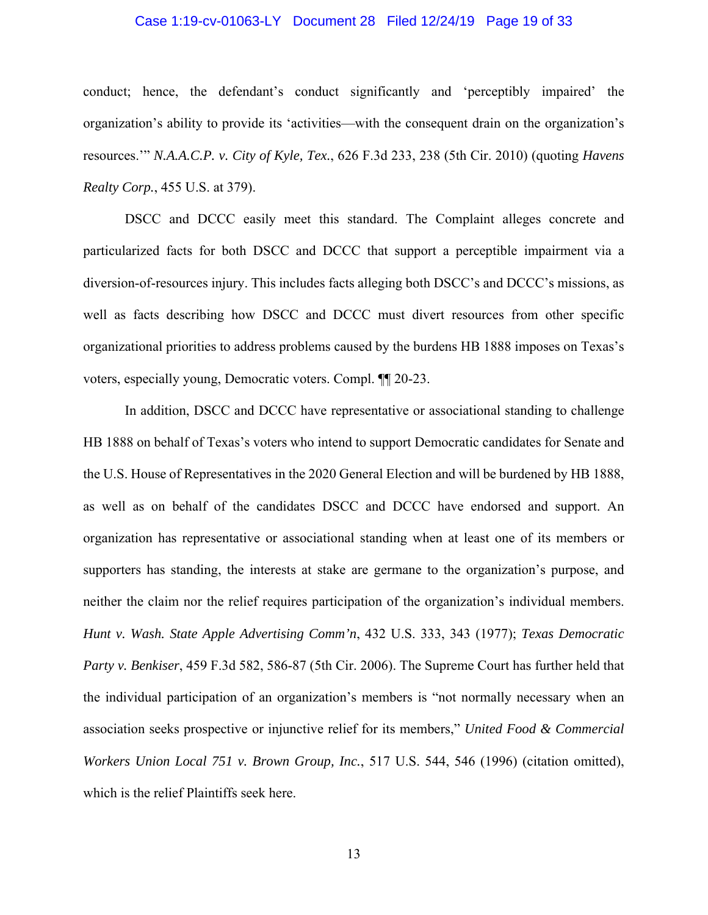conduct; hence, the defendant's conduct significantly and 'perceptibly impaired' the organization's ability to provide its 'activities—with the consequent drain on the organization's resources.'" *N.A.A.C.P. v. City of Kyle, Tex.*, 626 F.3d 233, 238 (5th Cir. 2010) (quoting *Havens Realty Corp.*, 455 U.S. at 379).

DSCC and DCCC easily meet this standard. The Complaint alleges concrete and particularized facts for both DSCC and DCCC that support a perceptible impairment via a diversion-of-resources injury. This includes facts alleging both DSCC's and DCCC's missions, as well as facts describing how DSCC and DCCC must divert resources from other specific organizational priorities to address problems caused by the burdens HB 1888 imposes on Texas's voters, especially young, Democratic voters. Compl. ¶¶ 20-23.

In addition, DSCC and DCCC have representative or associational standing to challenge HB 1888 on behalf of Texas's voters who intend to support Democratic candidates for Senate and the U.S. House of Representatives in the 2020 General Election and will be burdened by HB 1888, as well as on behalf of the candidates DSCC and DCCC have endorsed and support. An organization has representative or associational standing when at least one of its members or supporters has standing, the interests at stake are germane to the organization's purpose, and neither the claim nor the relief requires participation of the organization's individual members. *Hunt v. Wash. State Apple Advertising Comm'n*, 432 U.S. 333, 343 (1977); *Texas Democratic Party v. Benkiser*, 459 F.3d 582, 586-87 (5th Cir. 2006). The Supreme Court has further held that the individual participation of an organization's members is "not normally necessary when an association seeks prospective or injunctive relief for its members," *United Food & Commercial Workers Union Local 751 v. Brown Group, Inc.*, 517 U.S. 544, 546 (1996) (citation omitted), which is the relief Plaintiffs seek here.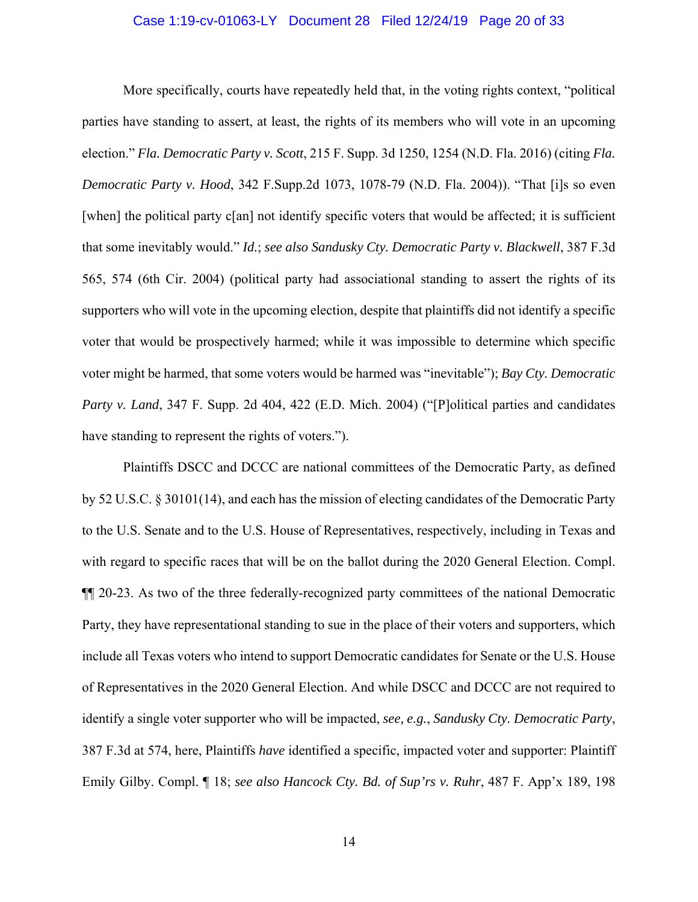More specifically, courts have repeatedly held that, in the voting rights context, "political parties have standing to assert, at least, the rights of its members who will vote in an upcoming election." *Fla. Democratic Party v. Scott*, 215 F. Supp. 3d 1250, 1254 (N.D. Fla. 2016) (citing *Fla. Democratic Party v. Hood*, 342 F.Supp.2d 1073, 1078-79 (N.D. Fla. 2004)). "That [i]s so even [when] the political party c[an] not identify specific voters that would be affected; it is sufficient that some inevitably would." *Id.*; *see also Sandusky Cty. Democratic Party v. Blackwell*, 387 F.3d 565, 574 (6th Cir. 2004) (political party had associational standing to assert the rights of its supporters who will vote in the upcoming election, despite that plaintiffs did not identify a specific voter that would be prospectively harmed; while it was impossible to determine which specific voter might be harmed, that some voters would be harmed was "inevitable"); *Bay Cty. Democratic Party v. Land*, 347 F. Supp. 2d 404, 422 (E.D. Mich. 2004) ("[P]olitical parties and candidates have standing to represent the rights of voters.").

Plaintiffs DSCC and DCCC are national committees of the Democratic Party, as defined by 52 U.S.C. § 30101(14), and each has the mission of electing candidates of the Democratic Party to the U.S. Senate and to the U.S. House of Representatives, respectively, including in Texas and with regard to specific races that will be on the ballot during the 2020 General Election. Compl. ¶¶ 20-23. As two of the three federally-recognized party committees of the national Democratic Party, they have representational standing to sue in the place of their voters and supporters, which include all Texas voters who intend to support Democratic candidates for Senate or the U.S. House of Representatives in the 2020 General Election. And while DSCC and DCCC are not required to identify a single voter supporter who will be impacted, *see, e.g.*, *Sandusky Cty. Democratic Party*, 387 F.3d at 574, here, Plaintiffs *have* identified a specific, impacted voter and supporter: Plaintiff Emily Gilby. Compl. ¶ 18; *see also Hancock Cty. Bd. of Sup'rs v. Ruhr*, 487 F. App'x 189, 198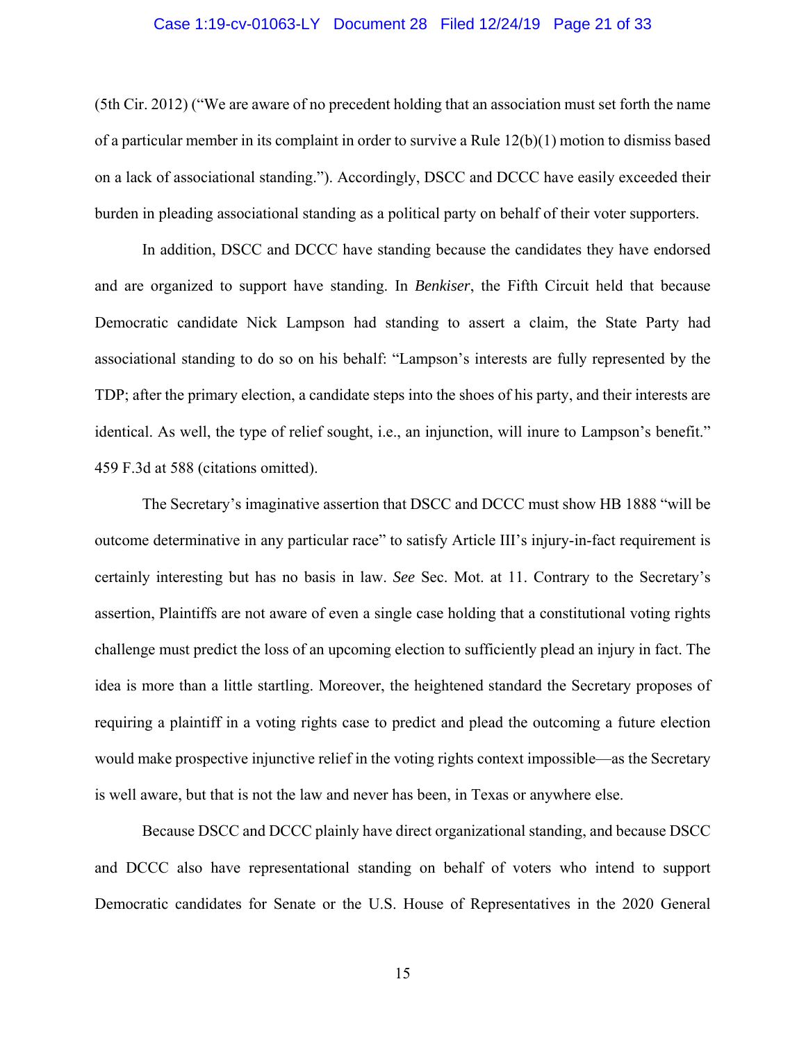(5th Cir. 2012) ("We are aware of no precedent holding that an association must set forth the name of a particular member in its complaint in order to survive a Rule 12(b)(1) motion to dismiss based on a lack of associational standing."). Accordingly, DSCC and DCCC have easily exceeded their burden in pleading associational standing as a political party on behalf of their voter supporters.

In addition, DSCC and DCCC have standing because the candidates they have endorsed and are organized to support have standing. In *Benkiser*, the Fifth Circuit held that because Democratic candidate Nick Lampson had standing to assert a claim, the State Party had associational standing to do so on his behalf: "Lampson's interests are fully represented by the TDP; after the primary election, a candidate steps into the shoes of his party, and their interests are identical. As well, the type of relief sought, i.e., an injunction, will inure to Lampson's benefit." 459 F.3d at 588 (citations omitted).

The Secretary's imaginative assertion that DSCC and DCCC must show HB 1888 "will be outcome determinative in any particular race" to satisfy Article III's injury-in-fact requirement is certainly interesting but has no basis in law. *See* Sec. Mot. at 11. Contrary to the Secretary's assertion, Plaintiffs are not aware of even a single case holding that a constitutional voting rights challenge must predict the loss of an upcoming election to sufficiently plead an injury in fact. The idea is more than a little startling. Moreover, the heightened standard the Secretary proposes of requiring a plaintiff in a voting rights case to predict and plead the outcoming a future election would make prospective injunctive relief in the voting rights context impossible—as the Secretary is well aware, but that is not the law and never has been, in Texas or anywhere else.

Because DSCC and DCCC plainly have direct organizational standing, and because DSCC and DCCC also have representational standing on behalf of voters who intend to support Democratic candidates for Senate or the U.S. House of Representatives in the 2020 General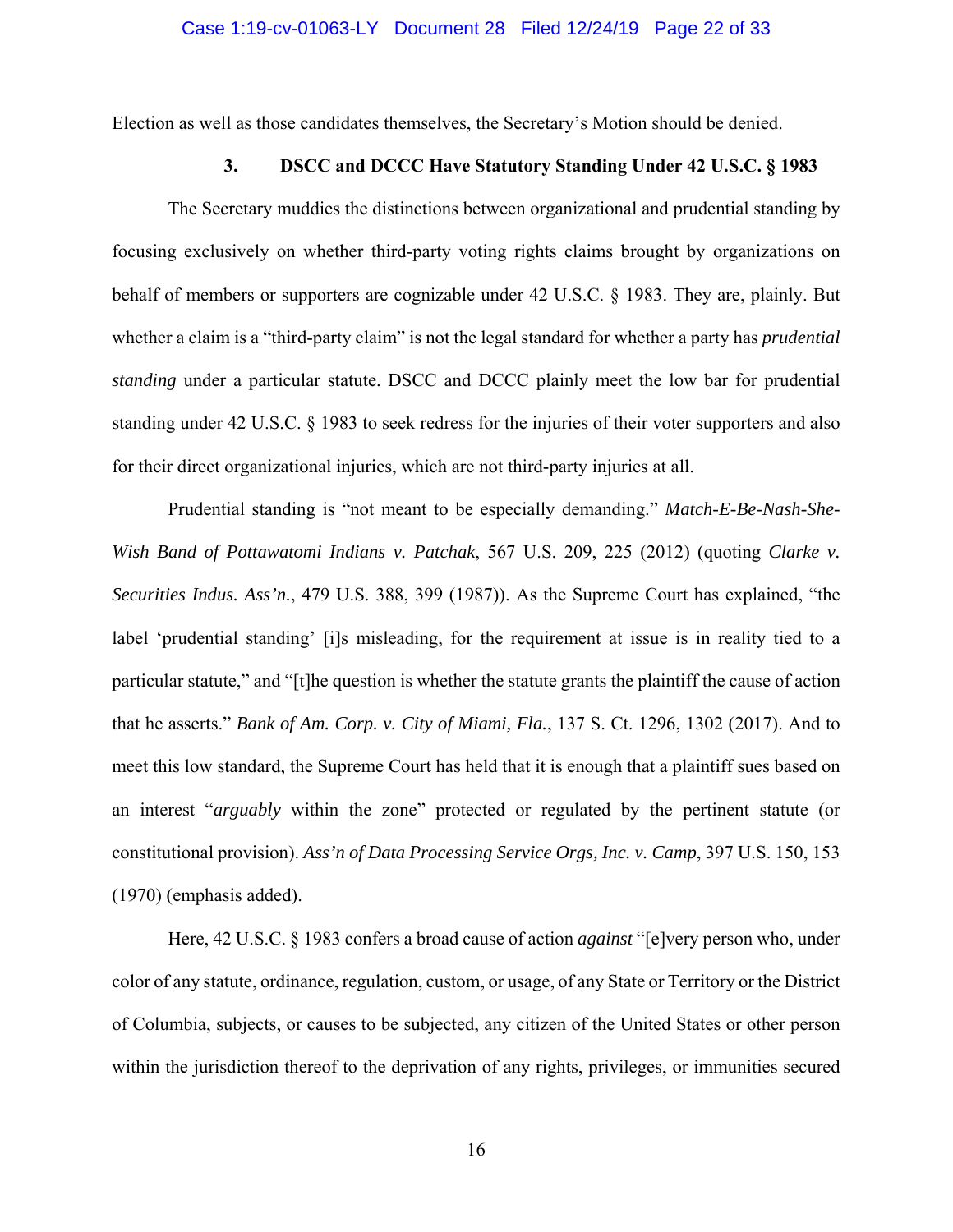Election as well as those candidates themselves, the Secretary's Motion should be denied.

### 3. DSCC and DCCC Have Statutory Standing Under 42 U.S.C. § 1983

The Secretary muddies the distinctions between organizational and prudential standing by focusing exclusively on whether third-party voting rights claims brought by organizations on behalf of members or supporters are cognizable under 42 U.S.C. § 1983. They are, plainly. But whether a claim is a "third-party claim" is not the legal standard for whether a party has *prudential standing* under a particular statute. DSCC and DCCC plainly meet the low bar for prudential standing under 42 U.S.C. § 1983 to seek redress for the injuries of their voter supporters and also for their direct organizational injuries, which are not third-party injuries at all.

Prudential standing is "not meant to be especially demanding." *Match-E-Be-Nash-She-Wish Band of Pottawatomi Indians v. Patchak*, 567 U.S. 209, 225 (2012) (quoting *Clarke v. Securities Indus. Ass'n.*, 479 U.S. 388, 399 (1987)). As the Supreme Court has explained, "the label 'prudential standing' [i]s misleading, for the requirement at issue is in reality tied to a particular statute," and "[t]he question is whether the statute grants the plaintiff the cause of action that he asserts." *Bank of Am. Corp. v. City of Miami, Fla.*, 137 S. Ct. 1296, 1302 (2017). And to meet this low standard, the Supreme Court has held that it is enough that a plaintiff sues based on an interest "*arguably* within the zone" protected or regulated by the pertinent statute (or constitutional provision). *Ass'n of Data Processing Service Orgs, Inc. v. Camp*, 397 U.S. 150, 153 (1970) (emphasis added).

Here, 42 U.S.C. § 1983 confers a broad cause of action *against* "[e]very person who, under color of any statute, ordinance, regulation, custom, or usage, of any State or Territory or the District of Columbia, subjects, or causes to be subjected, any citizen of the United States or other person within the jurisdiction thereof to the deprivation of any rights, privileges, or immunities secured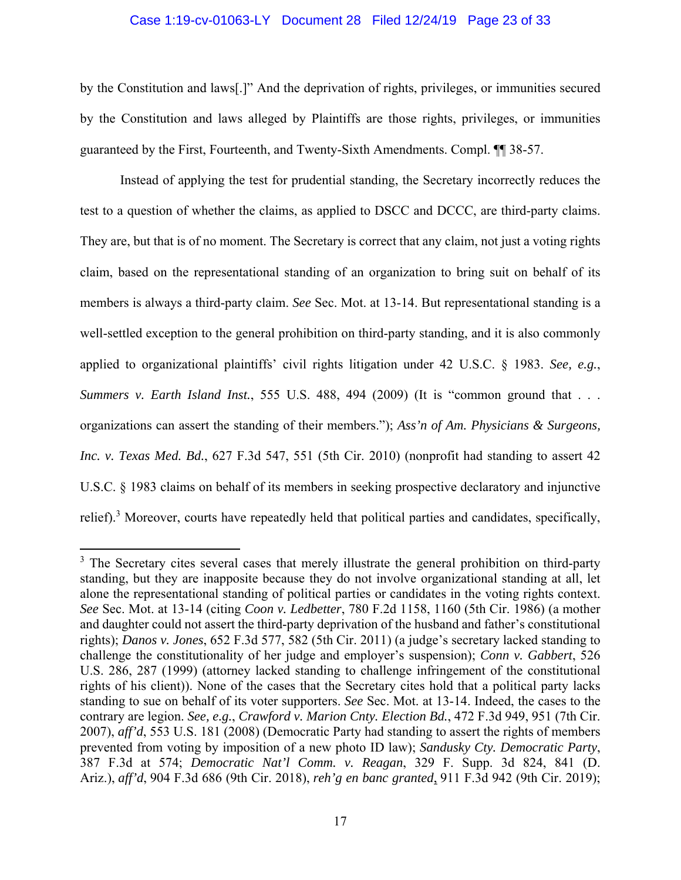by the Constitution and laws[.]" And the deprivation of rights, privileges, or immunities secured by the Constitution and laws alleged by Plaintiffs are those rights, privileges, or immunities guaranteed by the First, Fourteenth, and Twenty-Sixth Amendments. Compl. ¶¶ 38-57.

Instead of applying the test for prudential standing, the Secretary incorrectly reduces the test to a question of whether the claims, as applied to DSCC and DCCC, are third-party claims. They are, but that is of no moment. The Secretary is correct that any claim, not just a voting rights claim, based on the representational standing of an organization to bring suit on behalf of its members is always a third-party claim. *See* Sec. Mot. at 13-14. But representational standing is a well-settled exception to the general prohibition on third-party standing, and it is also commonly applied to organizational plaintiffs' civil rights litigation under 42 U.S.C. § 1983. *See, e.g.*, *Summers v. Earth Island Inst.*, 555 U.S. 488, 494 (2009) (It is "common ground that . . . organizations can assert the standing of their members."); *Ass'n of Am. Physicians & Surgeons, Inc. v. Texas Med. Bd.*, 627 F.3d 547, 551 (5th Cir. 2010) (nonprofit had standing to assert 42 U.S.C. § 1983 claims on behalf of its members in seeking prospective declaratory and injunctive relief).[3] Moreover, courts have repeatedly held that political parties and candidates, specifically,

---

[3] The Secretary cites several cases that merely illustrate the general prohibition on third-party standing, but they are inapposite because they do not involve organizational standing at all, let alone the representational standing of political parties or candidates in the voting rights context. *See* Sec. Mot. at 13-14 (citing *Coon v. Ledbetter*, 780 F.2d 1158, 1160 (5th Cir. 1986) (a mother and daughter could not assert the third-party deprivation of the husband and father's constitutional rights); *Danos v. Jones*, 652 F.3d 577, 582 (5th Cir. 2011) (a judge's secretary lacked standing to challenge the constitutionality of her judge and employer's suspension); *Conn v. Gabbert*, 526 U.S. 286, 287 (1999) (attorney lacked standing to challenge infringement of the constitutional rights of his client)). None of the cases that the Secretary cites hold that a political party lacks standing to sue on behalf of its voter supporters. *See* Sec. Mot. at 13-14. Indeed, the cases to the contrary are legion. *See, e.g.*, *Crawford v. Marion Cnty. Election Bd.*, 472 F.3d 949, 951 (7th Cir. 2007), *aff'd*, 553 U.S. 181 (2008) (Democratic Party had standing to assert the rights of members prevented from voting by imposition of a new photo ID law); *Sandusky Cty. Democratic Party*, 387 F.3d at 574; *Democratic Nat'l Comm. v. Reagan*, 329 F. Supp. 3d 824, 841 (D. Ariz.), *aff'd*, 904 F.3d 686 (9th Cir. 2018), *reh'g en banc granted*, 911 F.3d 942 (9th Cir. 2019);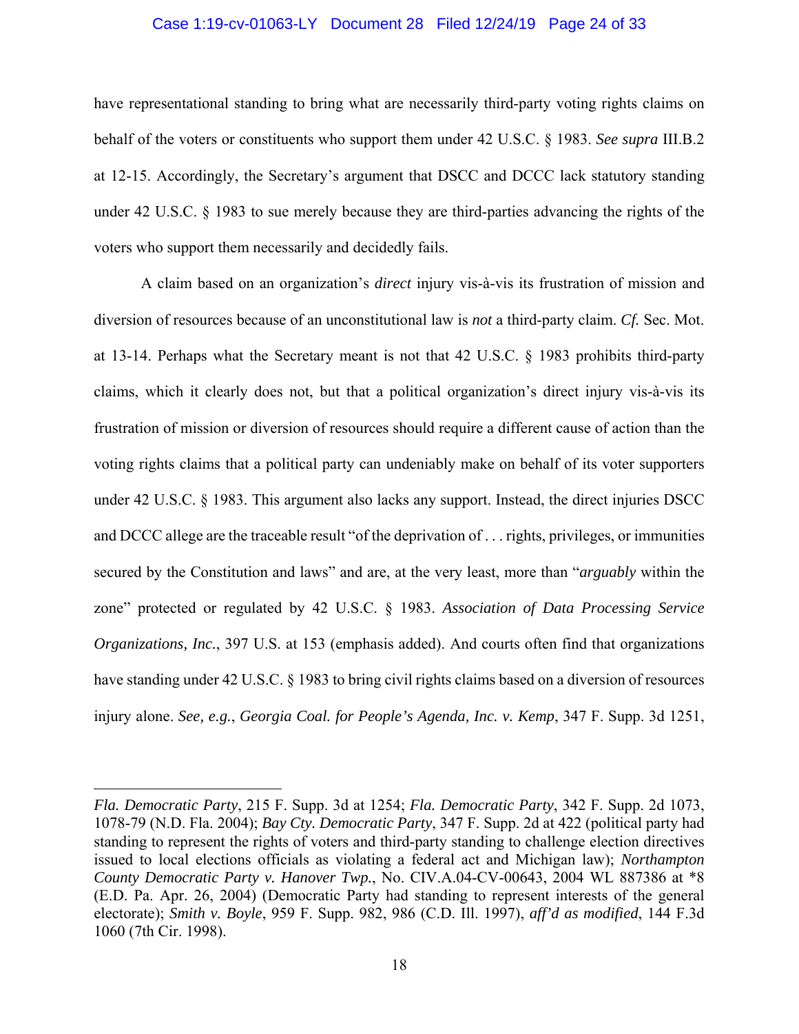have representational standing to bring what are necessarily third-party voting rights claims on behalf of the voters or constituents who support them under 42 U.S.C. § 1983. *See supra* III.B.2 at 12-15. Accordingly, the Secretary's argument that DSCC and DCCC lack statutory standing under 42 U.S.C. § 1983 to sue merely because they are third-parties advancing the rights of the voters who support them necessarily and decidedly fails.

A claim based on an organization's *direct* injury vis-à-vis its frustration of mission and diversion of resources because of an unconstitutional law is *not* a third-party claim. *Cf.* Sec. Mot. at 13-14. Perhaps what the Secretary meant is not that 42 U.S.C. § 1983 prohibits third-party claims, which it clearly does not, but that a political organization's direct injury vis-à-vis its frustration of mission or diversion of resources should require a different cause of action than the voting rights claims that a political party can undeniably make on behalf of its voter supporters under 42 U.S.C. § 1983. This argument also lacks any support. Instead, the direct injuries DSCC and DCCC allege are the traceable result "of the deprivation of . . . rights, privileges, or immunities secured by the Constitution and laws" and are, at the very least, more than "*arguably* within the zone" protected or regulated by 42 U.S.C. § 1983. *Association of Data Processing Service Organizations, Inc.*, 397 U.S. at 153 (emphasis added). And courts often find that organizations have standing under 42 U.S.C. § 1983 to bring civil rights claims based on a diversion of resources injury alone. *See, e.g.*, *Georgia Coal. for People's Agenda, Inc. v. Kemp*, 347 F. Supp. 3d 1251,

---

*Fla. Democratic Party*, 215 F. Supp. 3d at 1254; *Fla. Democratic Party*, 342 F. Supp. 2d 1073, 1078-79 (N.D. Fla. 2004); *Bay Cty. Democratic Party*, 347 F. Supp. 2d at 422 (political party had standing to represent the rights of voters and third-party standing to challenge election directives issued to local elections officials as violating a federal act and Michigan law); *Northampton County Democratic Party v. Hanover Twp.*, No. CIV.A.04-CV-00643, 2004 WL 887386 at *8 (E.D. Pa. Apr. 26, 2004) (Democratic Party had standing to represent interests of the general electorate); *Smith v. Boyle*, 959 F. Supp. 982, 986 (C.D. Ill. 1997), *aff'd as modified*, 144 F.3d 1060 (7th Cir. 1998).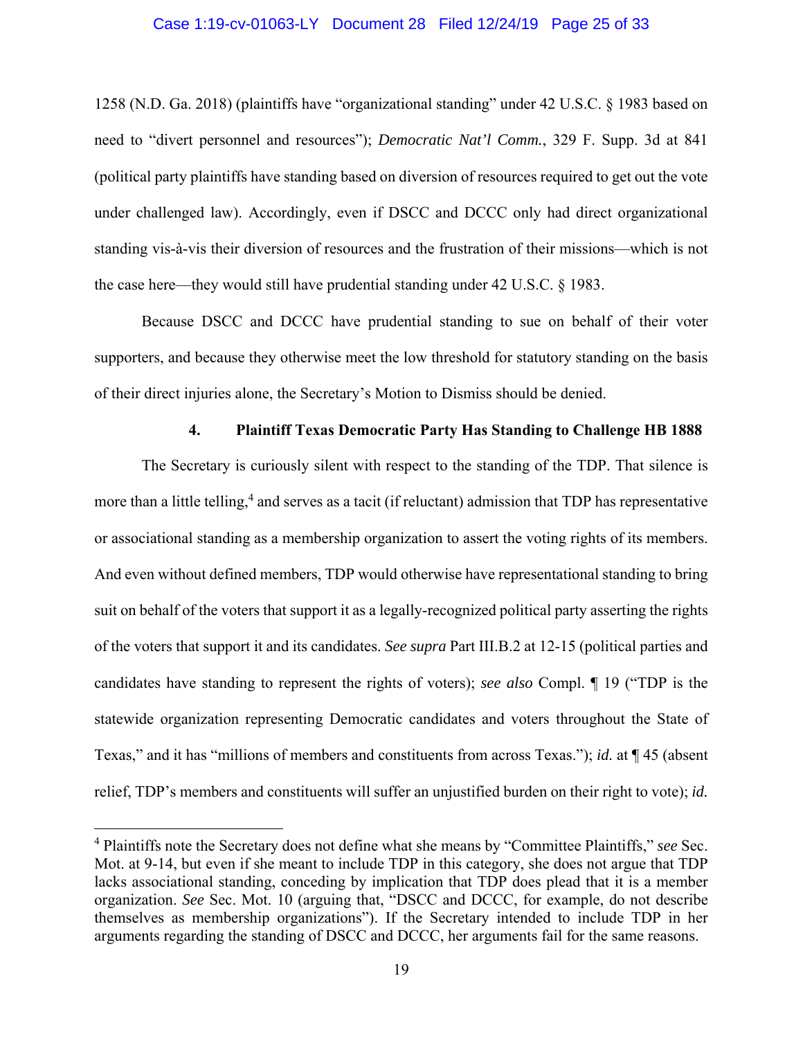1258 (N.D. Ga. 2018) (plaintiffs have "organizational standing" under 42 U.S.C. § 1983 based on need to "divert personnel and resources"); *Democratic Nat'l Comm.*, 329 F. Supp. 3d at 841 (political party plaintiffs have standing based on diversion of resources required to get out the vote under challenged law). Accordingly, even if DSCC and DCCC only had direct organizational standing vis-à-vis their diversion of resources and the frustration of their missions—which is not the case here—they would still have prudential standing under 42 U.S.C. § 1983.

Because DSCC and DCCC have prudential standing to sue on behalf of their voter supporters, and because they otherwise meet the low threshold for statutory standing on the basis of their direct injuries alone, the Secretary's Motion to Dismiss should be denied.

#### 4. Plaintiff Texas Democratic Party Has Standing to Challenge HB 1888

The Secretary is curiously silent with respect to the standing of the TDP. That silence is more than a little telling,[4] and serves as a tacit (if reluctant) admission that TDP has representative or associational standing as a membership organization to assert the voting rights of its members. And even without defined members, TDP would otherwise have representational standing to bring suit on behalf of the voters that support it as a legally-recognized political party asserting the rights of the voters that support it and its candidates. *See supra* Part III.B.2 at 12-15 (political parties and candidates have standing to represent the rights of voters); *see also* Compl. ¶ 19 ("TDP is the statewide organization representing Democratic candidates and voters throughout the State of Texas," and it has "millions of members and constituents from across Texas."); *id.* at ¶ 45 (absent relief, TDP's members and constituents will suffer an unjustified burden on their right to vote); *id.*

[4] Plaintiffs note the Secretary does not define what she means by "Committee Plaintiffs," *see* Sec. Mot. at 9-14, but even if she meant to include TDP in this category, she does not argue that TDP lacks associational standing, conceding by implication that TDP does plead that it is a member organization. *See* Sec. Mot. 10 (arguing that, "DSCC and DCCC, for example, do not describe themselves as membership organizations"). If the Secretary intended to include TDP in her arguments regarding the standing of DSCC and DCCC, her arguments fail for the same reasons.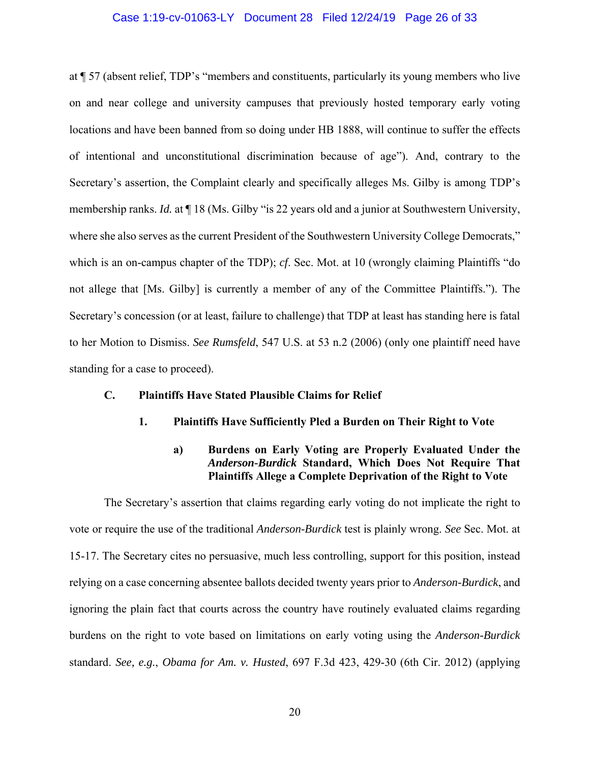at ¶ 57 (absent relief, TDP's "members and constituents, particularly its young members who live on and near college and university campuses that previously hosted temporary early voting locations and have been banned from so doing under HB 1888, will continue to suffer the effects of intentional and unconstitutional discrimination because of age"). And, contrary to the Secretary's assertion, the Complaint clearly and specifically alleges Ms. Gilby is among TDP's membership ranks. *Id.* at ¶ 18 (Ms. Gilby "is 22 years old and a junior at Southwestern University, where she also serves as the current President of the Southwestern University College Democrats," which is an on-campus chapter of the TDP); *cf*. Sec. Mot. at 10 (wrongly claiming Plaintiffs "do not allege that [Ms. Gilby] is currently a member of any of the Committee Plaintiffs."). The Secretary's concession (or at least, failure to challenge) that TDP at least has standing here is fatal to her Motion to Dismiss. *See Rumsfeld*, 547 U.S. at 53 n.2 (2006) (only one plaintiff need have standing for a case to proceed).

### C. Plaintiffs Have Stated Plausible Claims for Relief

#### 1. Plaintiffs Have Sufficiently Pled a Burden on Their Right to Vote

##### a) Burdens on Early Voting are Properly Evaluated Under the *Anderson-Burdick* Standard, Which Does Not Require That Plaintiffs Allege a Complete Deprivation of the Right to Vote

The Secretary's assertion that claims regarding early voting do not implicate the right to vote or require the use of the traditional *Anderson-Burdick* test is plainly wrong. *See* Sec. Mot. at 15-17. The Secretary cites no persuasive, much less controlling, support for this position, instead relying on a case concerning absentee ballots decided twenty years prior to *Anderson-Burdick*, and ignoring the plain fact that courts across the country have routinely evaluated claims regarding burdens on the right to vote based on limitations on early voting using the *Anderson-Burdick* standard. *See, e.g.*, *Obama for Am. v. Husted*, 697 F.3d 423, 429-30 (6th Cir. 2012) (applying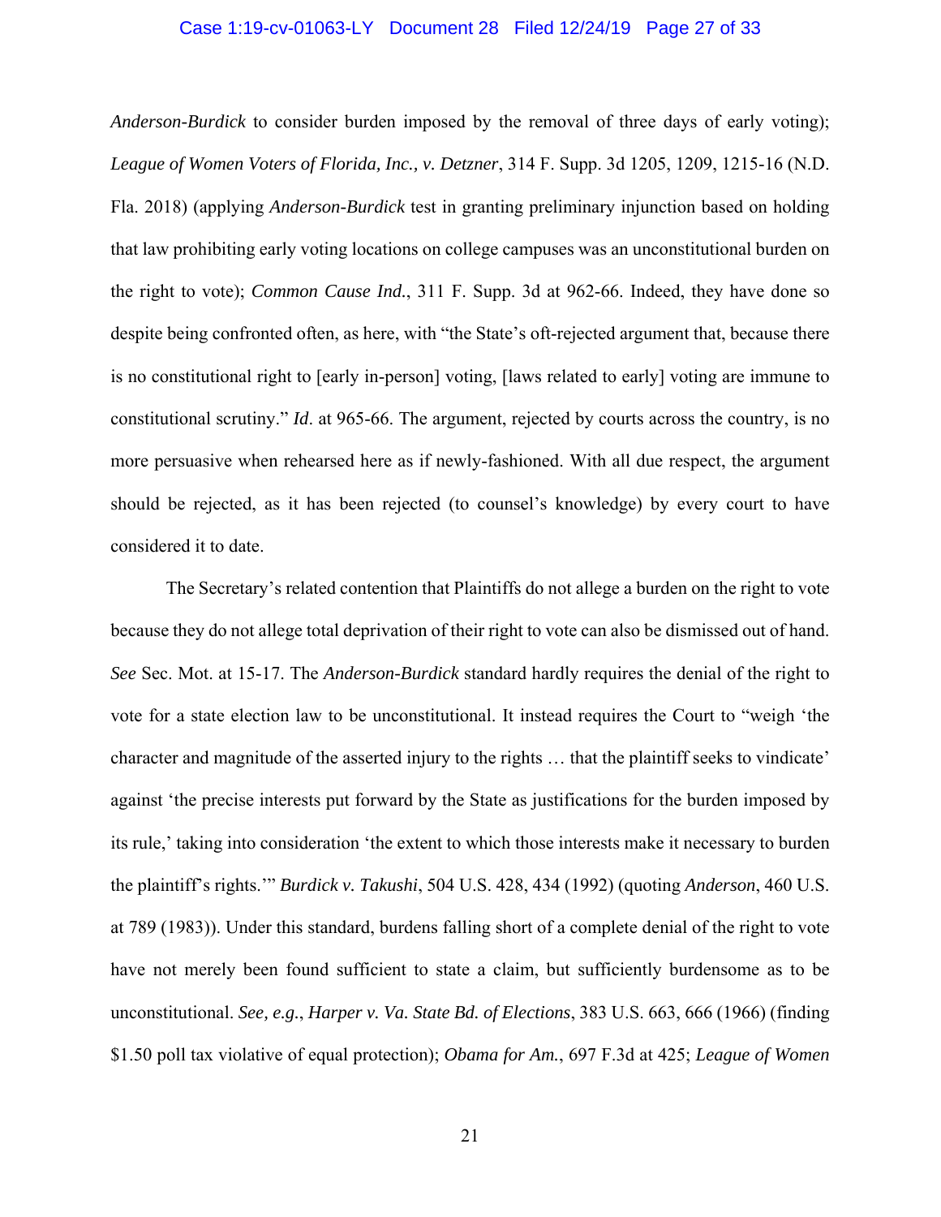*Anderson-Burdick* to consider burden imposed by the removal of three days of early voting); *League of Women Voters of Florida, Inc., v. Detzner*, 314 F. Supp. 3d 1205, 1209, 1215-16 (N.D. Fla. 2018) (applying *Anderson-Burdick* test in granting preliminary injunction based on holding that law prohibiting early voting locations on college campuses was an unconstitutional burden on the right to vote); *Common Cause Ind.*, 311 F. Supp. 3d at 962-66. Indeed, they have done so despite being confronted often, as here, with "the State's oft-rejected argument that, because there is no constitutional right to [early in-person] voting, [laws related to early] voting are immune to constitutional scrutiny." *Id*. at 965-66. The argument, rejected by courts across the country, is no more persuasive when rehearsed here as if newly-fashioned. With all due respect, the argument should be rejected, as it has been rejected (to counsel's knowledge) by every court to have considered it to date.

The Secretary's related contention that Plaintiffs do not allege a burden on the right to vote because they do not allege total deprivation of their right to vote can also be dismissed out of hand. *See* Sec. Mot. at 15-17. The *Anderson-Burdick* standard hardly requires the denial of the right to vote for a state election law to be unconstitutional. It instead requires the Court to "weigh 'the character and magnitude of the asserted injury to the rights … that the plaintiff seeks to vindicate' against 'the precise interests put forward by the State as justifications for the burden imposed by its rule,' taking into consideration 'the extent to which those interests make it necessary to burden the plaintiff's rights.'" *Burdick v. Takushi*, 504 U.S. 428, 434 (1992) (quoting *Anderson*, 460 U.S. at 789 (1983)). Under this standard, burdens falling short of a complete denial of the right to vote have not merely been found sufficient to state a claim, but sufficiently burdensome as to be unconstitutional. *See, e.g.*, *Harper v. Va. State Bd. of Elections*, 383 U.S. 663, 666 (1966) (finding $1.50 poll tax violative of equal protection); *Obama for Am.*, 697 F.3d at 425; *League of Women*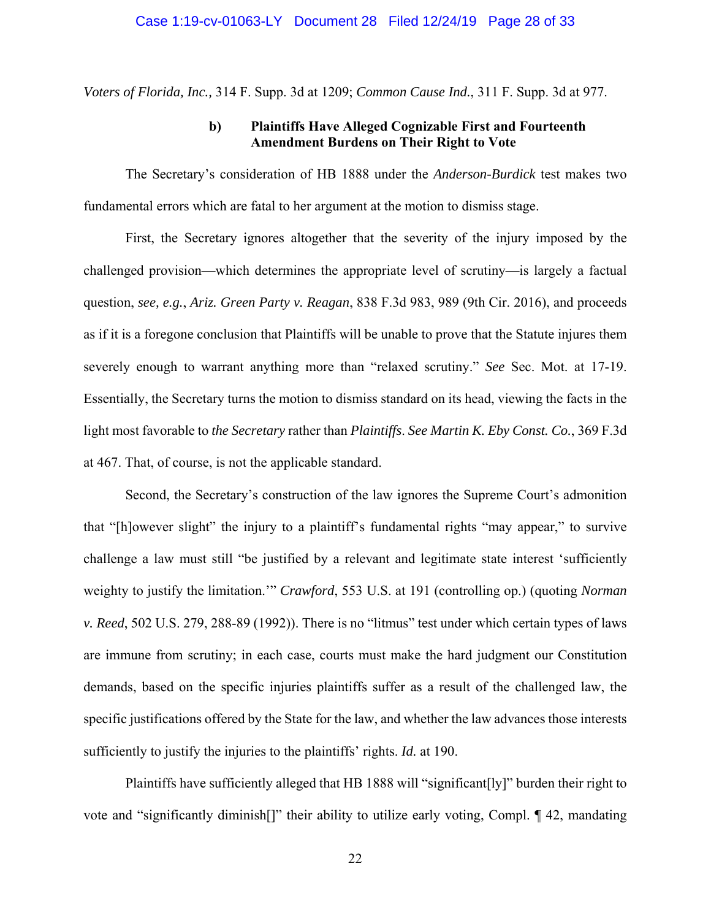*Voters of Florida, Inc.*, 314 F. Supp. 3d at 1209; *Common Cause Ind.*, 311 F. Supp. 3d at 977.

**b) Plaintiffs Have Alleged Cognizable First and Fourteenth Amendment Burdens on Their Right to Vote**

The Secretary's consideration of HB 1888 under the *Anderson-Burdick* test makes two fundamental errors which are fatal to her argument at the motion to dismiss stage.

First, the Secretary ignores altogether that the severity of the injury imposed by the challenged provision—which determines the appropriate level of scrutiny—is largely a factual question, *see, e.g.*, *Ariz. Green Party v. Reagan*, 838 F.3d 983, 989 (9th Cir. 2016), and proceeds as if it is a foregone conclusion that Plaintiffs will be unable to prove that the Statute injures them severely enough to warrant anything more than "relaxed scrutiny." *See* Sec. Mot. at 17-19. Essentially, the Secretary turns the motion to dismiss standard on its head, viewing the facts in the light most favorable to *the Secretary* rather than *Plaintiffs*. *See Martin K. Eby Const. Co.*, 369 F.3d at 467. That, of course, is not the applicable standard.

Second, the Secretary's construction of the law ignores the Supreme Court's admonition that "[h]owever slight" the injury to a plaintiff's fundamental rights "may appear," to survive challenge a law must still "be justified by a relevant and legitimate state interest 'sufficiently weighty to justify the limitation.'" *Crawford*, 553 U.S. at 191 (controlling op.) (quoting *Norman v. Reed*, 502 U.S. 279, 288-89 (1992)). There is no "litmus" test under which certain types of laws are immune from scrutiny; in each case, courts must make the hard judgment our Constitution demands, based on the specific injuries plaintiffs suffer as a result of the challenged law, the specific justifications offered by the State for the law, and whether the law advances those interests sufficiently to justify the injuries to the plaintiffs' rights. *Id.* at 190.

Plaintiffs have sufficiently alleged that HB 1888 will "significant[ly]" burden their right to vote and "significantly diminish[]" their ability to utilize early voting, Compl. ¶ 42, mandating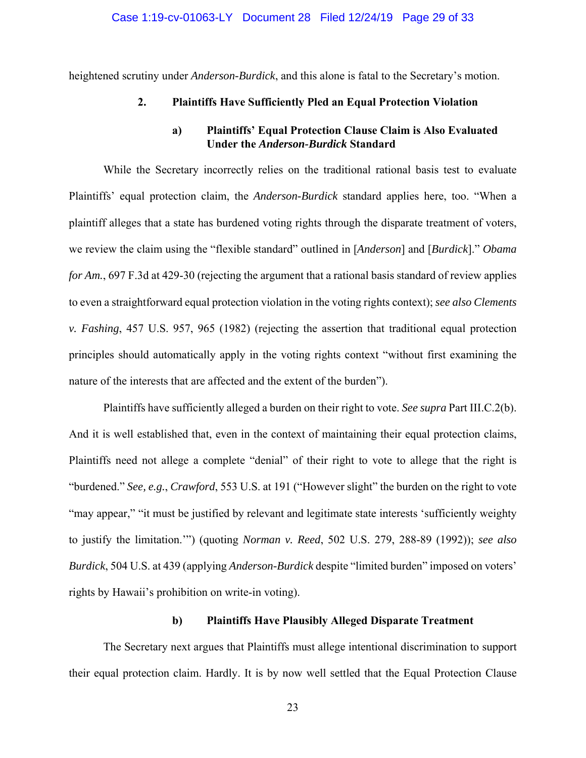heightened scrutiny under *Anderson-Burdick*, and this alone is fatal to the Secretary's motion.

### 2. Plaintiffs Have Sufficiently Pled an Equal Protection Violation

#### a) Plaintiffs' Equal Protection Clause Claim is Also Evaluated Under the *Anderson-Burdick* Standard

While the Secretary incorrectly relies on the traditional rational basis test to evaluate Plaintiffs' equal protection claim, the *Anderson-Burdick* standard applies here, too. "When a plaintiff alleges that a state has burdened voting rights through the disparate treatment of voters, we review the claim using the "flexible standard" outlined in [*Anderson*] and [*Burdick*]." *Obama for Am.*, 697 F.3d at 429-30 (rejecting the argument that a rational basis standard of review applies to even a straightforward equal protection violation in the voting rights context); *see also Clements v. Fashing*, 457 U.S. 957, 965 (1982) (rejecting the assertion that traditional equal protection principles should automatically apply in the voting rights context "without first examining the nature of the interests that are affected and the extent of the burden").

Plaintiffs have sufficiently alleged a burden on their right to vote. *See supra* Part III.C.2(b). And it is well established that, even in the context of maintaining their equal protection claims, Plaintiffs need not allege a complete "denial" of their right to vote to allege that the right is "burdened." *See, e.g.*, *Crawford*, 553 U.S. at 191 ("However slight" the burden on the right to vote "may appear," "it must be justified by relevant and legitimate state interests 'sufficiently weighty to justify the limitation.'") (quoting *Norman v. Reed*, 502 U.S. 279, 288-89 (1992)); *see also Burdick*, 504 U.S. at 439 (applying *Anderson-Burdick* despite "limited burden" imposed on voters' rights by Hawaii's prohibition on write-in voting).

#### b) Plaintiffs Have Plausibly Alleged Disparate Treatment

The Secretary next argues that Plaintiffs must allege intentional discrimination to support their equal protection claim. Hardly. It is by now well settled that the Equal Protection Clause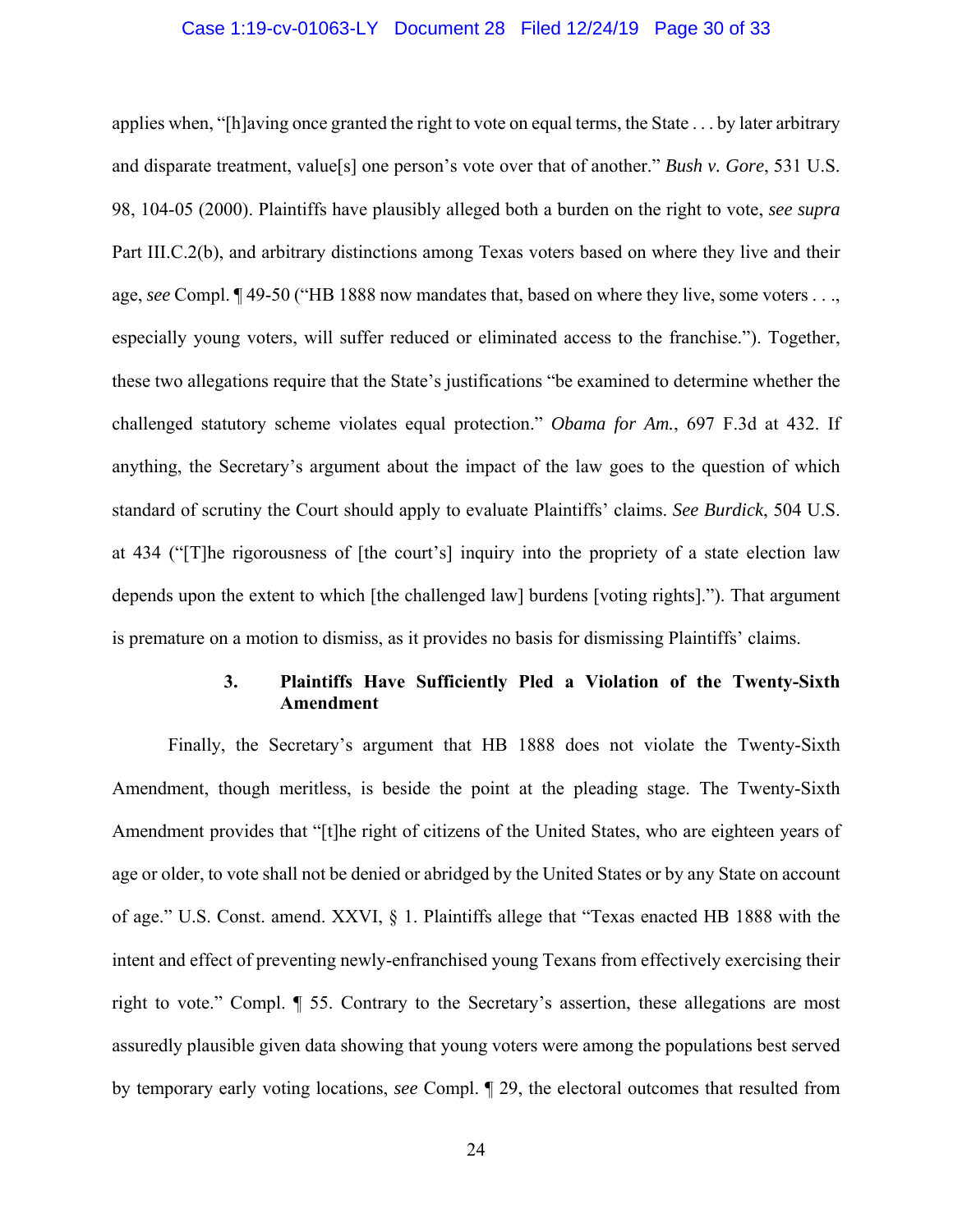applies when, "[h]aving once granted the right to vote on equal terms, the State . . . by later arbitrary and disparate treatment, value[s] one person's vote over that of another." *Bush v. Gore*, 531 U.S. 98, 104-05 (2000). Plaintiffs have plausibly alleged both a burden on the right to vote, *see supra* Part III.C.2(b), and arbitrary distinctions among Texas voters based on where they live and their age, *see* Compl. ¶ 49-50 ("HB 1888 now mandates that, based on where they live, some voters . . ., especially young voters, will suffer reduced or eliminated access to the franchise."). Together, these two allegations require that the State's justifications "be examined to determine whether the challenged statutory scheme violates equal protection." *Obama for Am.*, 697 F.3d at 432. If anything, the Secretary's argument about the impact of the law goes to the question of which standard of scrutiny the Court should apply to evaluate Plaintiffs' claims. *See Burdick*, 504 U.S. at 434 ("[T]he rigorousness of [the court's] inquiry into the propriety of a state election law depends upon the extent to which [the challenged law] burdens [voting rights]."). That argument is premature on a motion to dismiss, as it provides no basis for dismissing Plaintiffs' claims.

### 3. Plaintiffs Have Sufficiently Pled a Violation of the Twenty-Sixth Amendment

Finally, the Secretary's argument that HB 1888 does not violate the Twenty-Sixth Amendment, though meritless, is beside the point at the pleading stage. The Twenty-Sixth Amendment provides that "[t]he right of citizens of the United States, who are eighteen years of age or older, to vote shall not be denied or abridged by the United States or by any State on account of age." U.S. Const. amend. XXVI, § 1. Plaintiffs allege that "Texas enacted HB 1888 with the intent and effect of preventing newly-enfranchised young Texans from effectively exercising their right to vote." Compl. ¶ 55. Contrary to the Secretary's assertion, these allegations are most assuredly plausible given data showing that young voters were among the populations best served by temporary early voting locations, *see* Compl. ¶ 29, the electoral outcomes that resulted from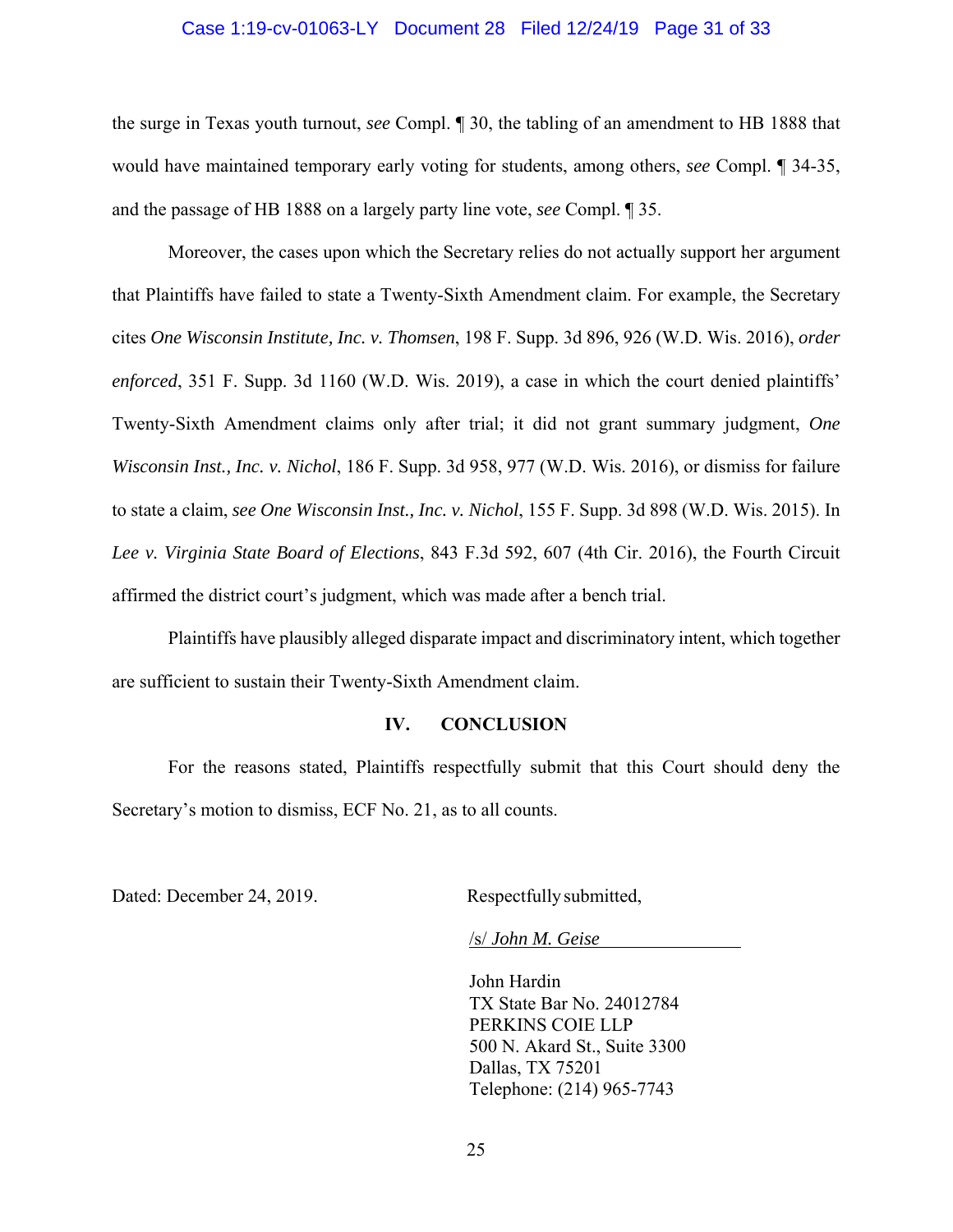the surge in Texas youth turnout, *see* Compl. ¶ 30, the tabling of an amendment to HB 1888 that would have maintained temporary early voting for students, among others, *see* Compl. ¶ 34-35, and the passage of HB 1888 on a largely party line vote, *see* Compl. ¶ 35.

Moreover, the cases upon which the Secretary relies do not actually support her argument that Plaintiffs have failed to state a Twenty-Sixth Amendment claim. For example, the Secretary cites *One Wisconsin Institute, Inc. v. Thomsen*, 198 F. Supp. 3d 896, 926 (W.D. Wis. 2016), *order enforced*, 351 F. Supp. 3d 1160 (W.D. Wis. 2019), a case in which the court denied plaintiffs' Twenty-Sixth Amendment claims only after trial; it did not grant summary judgment, *One Wisconsin Inst., Inc. v. Nichol*, 186 F. Supp. 3d 958, 977 (W.D. Wis. 2016), or dismiss for failure to state a claim, *see One Wisconsin Inst., Inc. v. Nichol*, 155 F. Supp. 3d 898 (W.D. Wis. 2015). In *Lee v. Virginia State Board of Elections*, 843 F.3d 592, 607 (4th Cir. 2016), the Fourth Circuit affirmed the district court's judgment, which was made after a bench trial.

Plaintiffs have plausibly alleged disparate impact and discriminatory intent, which together are sufficient to sustain their Twenty-Sixth Amendment claim.

## IV. CONCLUSION

For the reasons stated, Plaintiffs respectfully submit that this Court should deny the Secretary's motion to dismiss, ECF No. 21, as to all counts.

Dated: December 24, 2019.

Respectfully submitted,

/s/ *John M. Geise*

John Hardin
TX State Bar No. 24012784
PERKINS COIE LLP
500 N. Akard St., Suite 3300
Dallas, TX 75201
Telephone: (214) 965-7743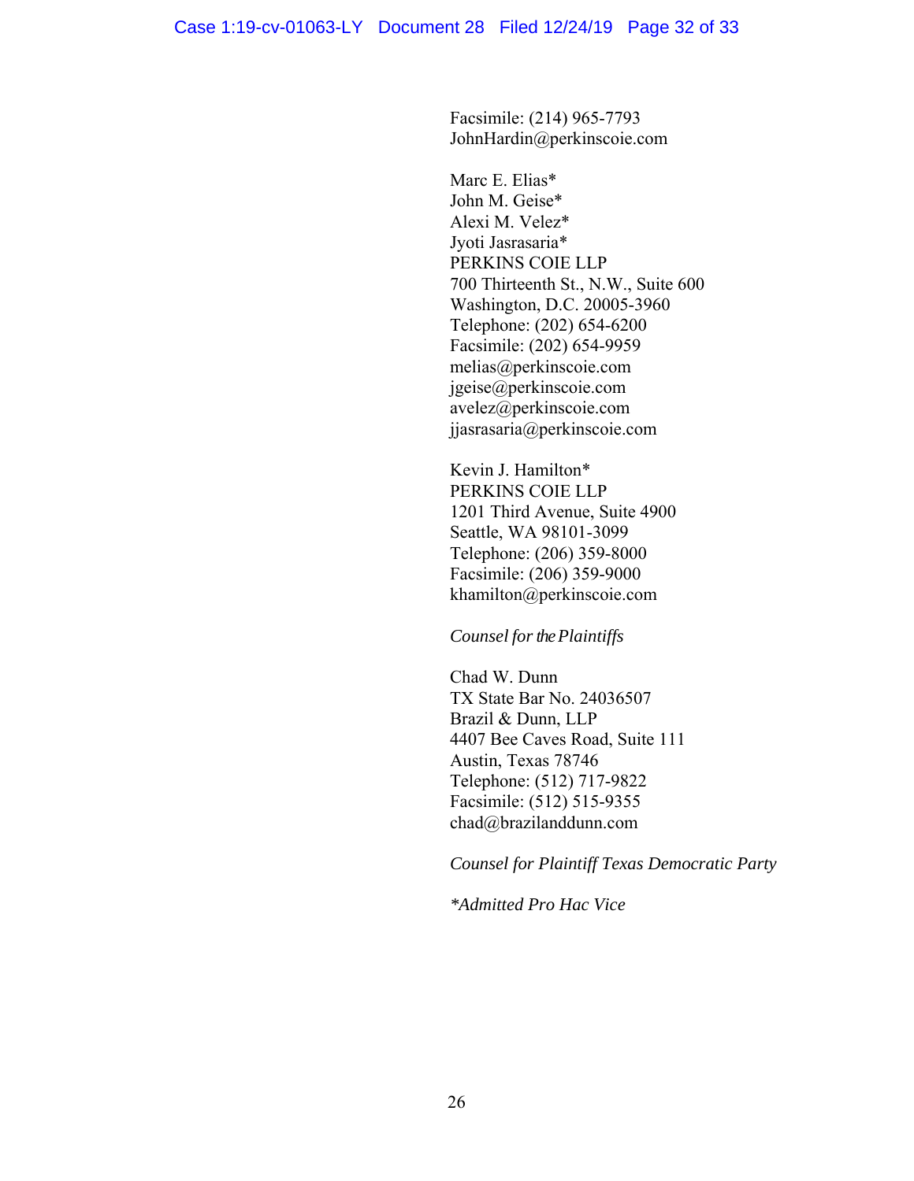Facsimile: (214) 965-7793
JohnHardin@perkinscoie.com

Marc E. Elias*
John M. Geise*
Alexi M. Velez*
Jyoti Jasrasaria*
PERKINS COIE LLP
700 Thirteenth St., N.W., Suite 600
Washington, D.C. 20005-3960
Telephone: (202) 654-6200
Facsimile: (202) 654-9959
melias@perkinscoie.com
jgeise@perkinscoie.com
avelez@perkinscoie.com
jjasrasaria@perkinscoie.com

Kevin J. Hamilton*
PERKINS COIE LLP
1201 Third Avenue, Suite 4900
Seattle, WA 98101-3099
Telephone: (206) 359-8000
Facsimile: (206) 359-9000
khamilton@perkinscoie.com

*Counsel for the Plaintiffs*

Chad W. Dunn
TX State Bar No. 24036507
Brazil & Dunn, LLP
4407 Bee Caves Road, Suite 111
Austin, Texas 78746
Telephone: (512) 717-9822
Facsimile: (512) 515-9355
chad@brazilanddunn.com

*Counsel for Plaintiff Texas Democratic Party*

*\*Admitted Pro Hac Vice*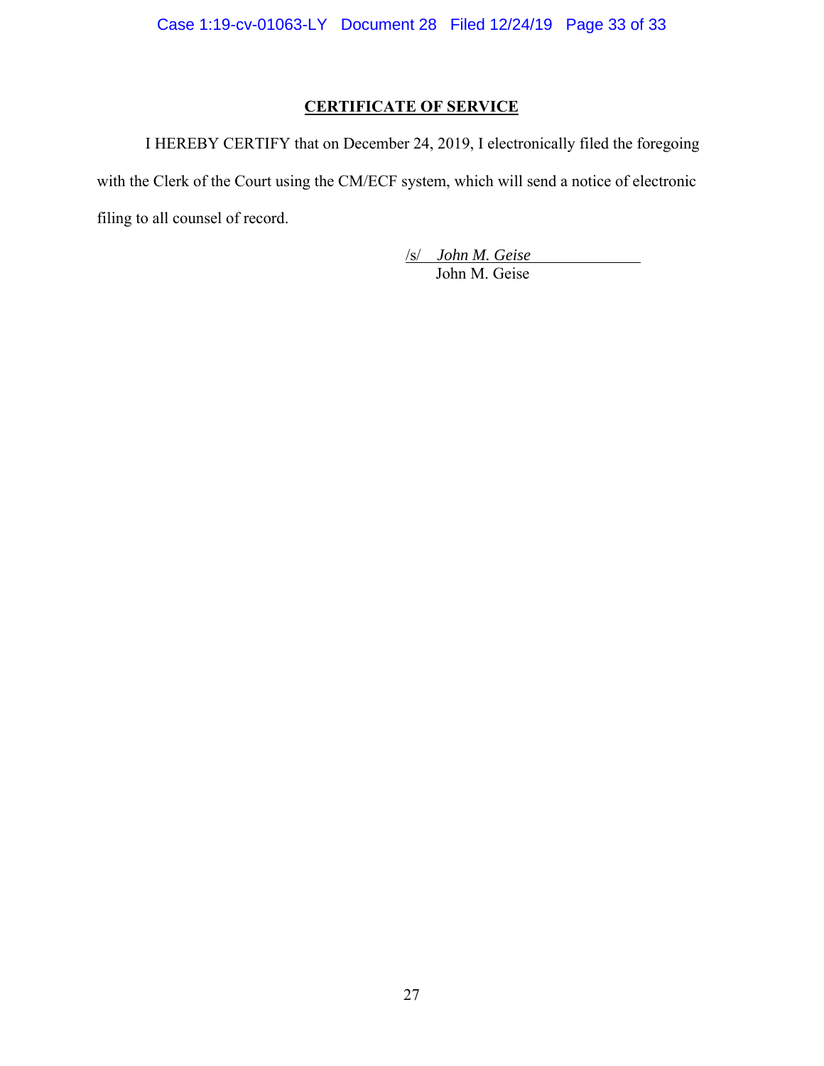**CERTIFICATE OF SERVICE**

I HEREBY CERTIFY that on December 24, 2019, I electronically filed the foregoing with the Clerk of the Court using the CM/ECF system, which will send a notice of electronic filing to all counsel of record.

/s/ *John M. Geise*
John M. Geise